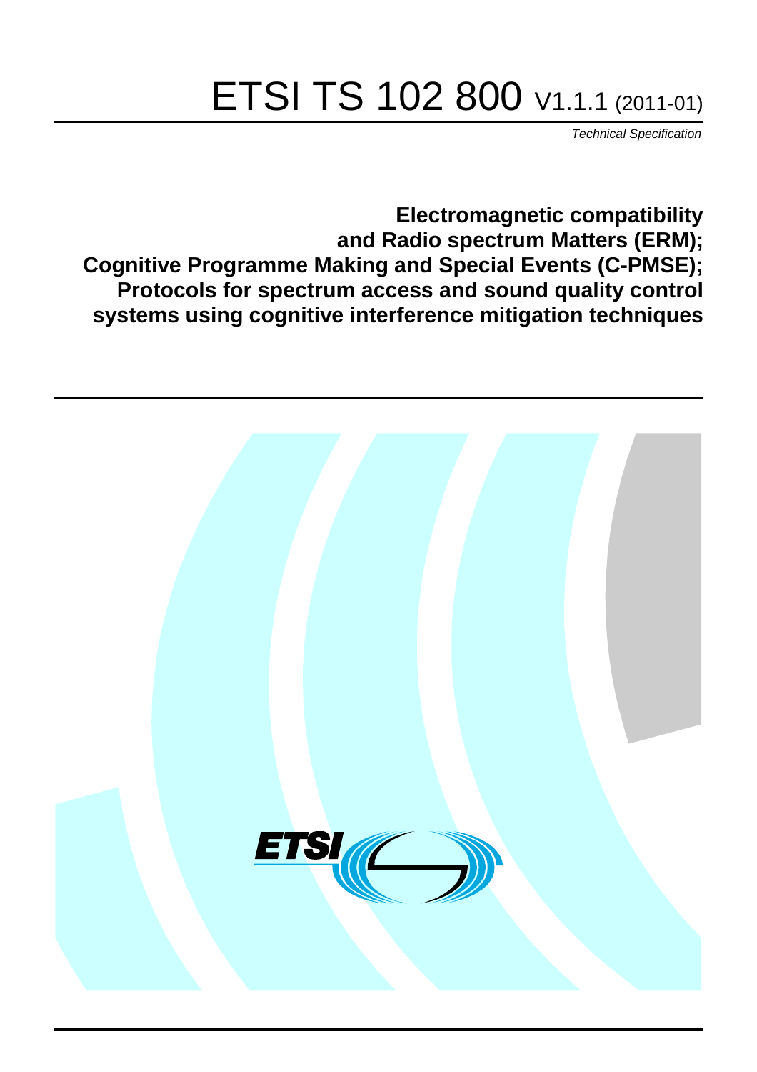# ETSI TS 102 800 V1.1.1 (2011-01)

*Technical Specification*

**Electromagnetic compatibility and Radio spectrum Matters (ERM); Cognitive Programme Making and Special Events (C-PMSE); Protocols for spectrum access and sound quality control systems using cognitive interference mitigation techniques**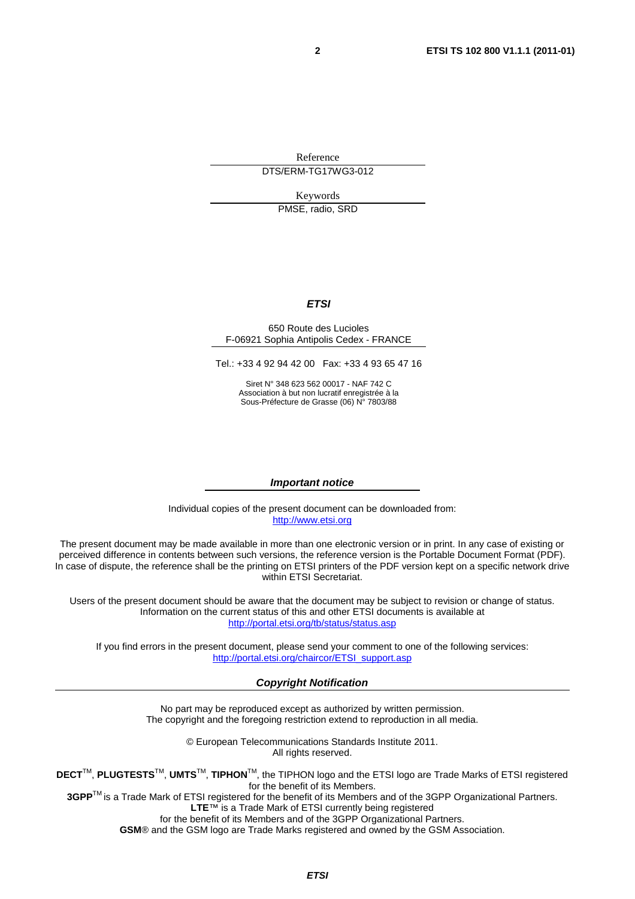Reference

DTS/ERM-TG17WG3-012

Keywords

PMSE, radio, SRD

***ETSI***

650 Route des Lucioles
F-06921 Sophia Antipolis Cedex - FRANCE

Tel.: +33 4 92 94 42 00 Fax: +33 4 93 65 47 16

Siret N° 348 623 562 00017 - NAF 742 C
Association à but non lucratif enregistrée à la
Sous-Préfecture de Grasse (06) N° 7803/88

***Important notice***

Individual copies of the present document can be downloaded from:
http://www.etsi.org

The present document may be made available in more than one electronic version or in print. In any case of existing or perceived difference in contents between such versions, the reference version is the Portable Document Format (PDF). In case of dispute, the reference shall be the printing on ETSI printers of the PDF version kept on a specific network drive within ETSI Secretariat.

Users of the present document should be aware that the document may be subject to revision or change of status. Information on the current status of this and other ETSI documents is available at
http://portal.etsi.org/tb/status/status.asp

If you find errors in the present document, please send your comment to one of the following services:
http://portal.etsi.org/chaircor/ETSI_support.asp

***Copyright Notification***

No part may be reproduced except as authorized by written permission.
The copyright and the foregoing restriction extend to reproduction in all media.

© European Telecommunications Standards Institute 2011.
All rights reserved.

**DECT**™, **PLUGTESTS**™, **UMTS**™, **TIPHON**™, the TIPHON logo and the ETSI logo are Trade Marks of ETSI registered for the benefit of its Members.
**3GPP**™ is a Trade Mark of ETSI registered for the benefit of its Members and of the 3GPP Organizational Partners.
**LTE**™ is a Trade Mark of ETSI currently being registered
for the benefit of its Members and of the 3GPP Organizational Partners.
**GSM**® and the GSM logo are Trade Marks registered and owned by the GSM Association.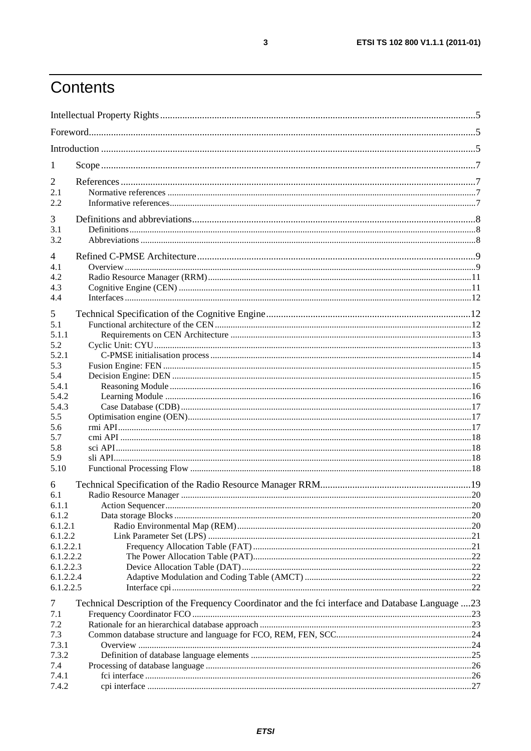# Contents

Intellectual Property Rights ..... 5

Foreword ..... 5

Introduction ..... 5

1 Scope ..... 7

2 References ..... 7

2.1 Normative references ..... 7

2.2 Informative references ..... 7

3 Definitions and abbreviations ..... 8

3.1 Definitions ..... 8

3.2 Abbreviations ..... 8

4 Refined C-PMSE Architecture ..... 9

4.1 Overview ..... 9

4.2 Radio Resource Manager (RRM) ..... 11

4.3 Cognitive Engine (CEN) ..... 11

4.4 Interfaces ..... 12

5 Technical Specification of the Cognitive Engine ..... 12

5.1 Functional architecture of the CEN ..... 12

5.1.1 Requirements on CEN Architecture ..... 13

5.2 Cyclic Unit: CYU ..... 13

5.2.1 C-PMSE initialisation process ..... 14

5.3 Fusion Engine: FEN ..... 15

5.4 Decision Engine: DEN ..... 15

5.4.1 Reasoning Module ..... 16

5.4.2 Learning Module ..... 16

5.4.3 Case Database (CDB) ..... 17

5.5 Optimisation engine (OEN) ..... 17

5.6 rmi API ..... 17

5.7 cmi API ..... 18

5.8 sci API ..... 18

5.9 sli API ..... 18

5.10 Functional Processing Flow ..... 18

6 Technical Specification of the Radio Resource Manager RRM ..... 19

6.1 Radio Resource Manager ..... 20

6.1.1 Action Sequencer ..... 20

6.1.2 Data storage Blocks ..... 20

6.1.2.1 Radio Environmental Map (REM) ..... 20

6.1.2.2 Link Parameter Set (LPS) ..... 21

6.1.2.2.1 Frequency Allocation Table (FAT) ..... 21

6.1.2.2.2 The Power Allocation Table (PAT) ..... 22

6.1.2.2.3 Device Allocation Table (DAT) ..... 22

6.1.2.2.4 Adaptive Modulation and Coding Table (AMCT) ..... 22

6.1.2.2.5 Interface cpi ..... 22

7 Technical Description of the Frequency Coordinator and the fci interface and Database Language ..... 23

7.1 Frequency Coordinator FCO ..... 23

7.2 Rationale for an hierarchical database approach ..... 23

7.3 Common database structure and language for FCO, REM, FEN, SCC ..... 24

7.3.1 Overview ..... 24

7.3.2 Definition of database language elements ..... 25

7.4 Processing of database language ..... 26

7.4.1 fci interface ..... 26

7.4.2 cpi interface ..... 27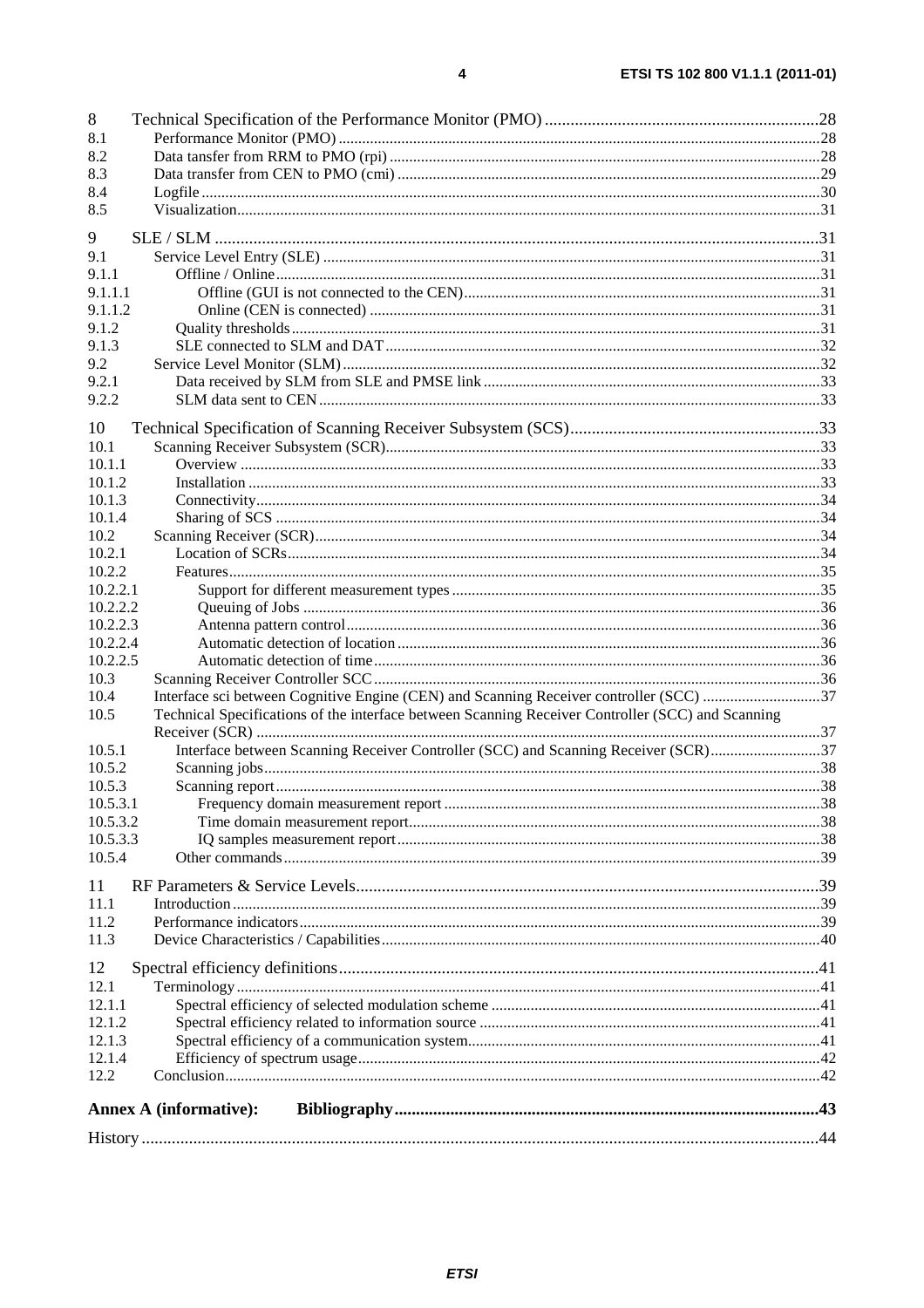8 Technical Specification of the Performance Monitor (PMO) ... 28
8.1 Performance Monitor (PMO) ... 28
8.2 Data tansfer from RRM to PMO (rpi) ... 28
8.3 Data transfer from CEN to PMO (cmi) ... 29
8.4 Logfile ... 30
8.5 Visualization ... 31

9 SLE / SLM ... 31
9.1 Service Level Entry (SLE) ... 31
9.1.1 Offline / Online ... 31
9.1.1.1 Offline (GUI is not connected to the CEN) ... 31
9.1.1.2 Online (CEN is connected) ... 31
9.1.2 Quality thresholds ... 31
9.1.3 SLE connected to SLM and DAT ... 32
9.2 Service Level Monitor (SLM) ... 32
9.2.1 Data received by SLM from SLE and PMSE link ... 33
9.2.2 SLM data sent to CEN ... 33

10 Technical Specification of Scanning Receiver Subsystem (SCS) ... 33
10.1 Scanning Receiver Subsystem (SCR) ... 33
10.1.1 Overview ... 33
10.1.2 Installation ... 33
10.1.3 Connectivity ... 34
10.1.4 Sharing of SCS ... 34
10.2 Scanning Receiver (SCR) ... 34
10.2.1 Location of SCRs ... 34
10.2.2 Features ... 35
10.2.2.1 Support for different measurement types ... 35
10.2.2.2 Queuing of Jobs ... 36
10.2.2.3 Antenna pattern control ... 36
10.2.2.4 Automatic detection of location ... 36
10.2.2.5 Automatic detection of time ... 36
10.3 Scanning Receiver Controller SCC ... 36
10.4 Interface sci between Cognitive Engine (CEN) and Scanning Receiver controller (SCC) ... 37
10.5 Technical Specifications of the interface between Scanning Receiver Controller (SCC) and Scanning Receiver (SCR) ... 37
10.5.1 Interface between Scanning Receiver Controller (SCC) and Scanning Receiver (SCR) ... 37
10.5.2 Scanning jobs ... 38
10.5.3 Scanning report ... 38
10.5.3.1 Frequency domain measurement report ... 38
10.5.3.2 Time domain measurement report ... 38
10.5.3.3 IQ samples measurement report ... 38
10.5.4 Other commands ... 39

11 RF Parameters & Service Levels ... 39
11.1 Introduction ... 39
11.2 Performance indicators ... 39
11.3 Device Characteristics / Capabilities ... 40

12 Spectral efficiency definitions ... 41
12.1 Terminology ... 41
12.1.1 Spectral efficiency of selected modulation scheme ... 41
12.1.2 Spectral efficiency related to information source ... 41
12.1.3 Spectral efficiency of a communication system ... 41
12.1.4 Efficiency of spectrum usage ... 42
12.2 Conclusion ... 42

**Annex A (informative): Bibliography ... 43**

History ... 44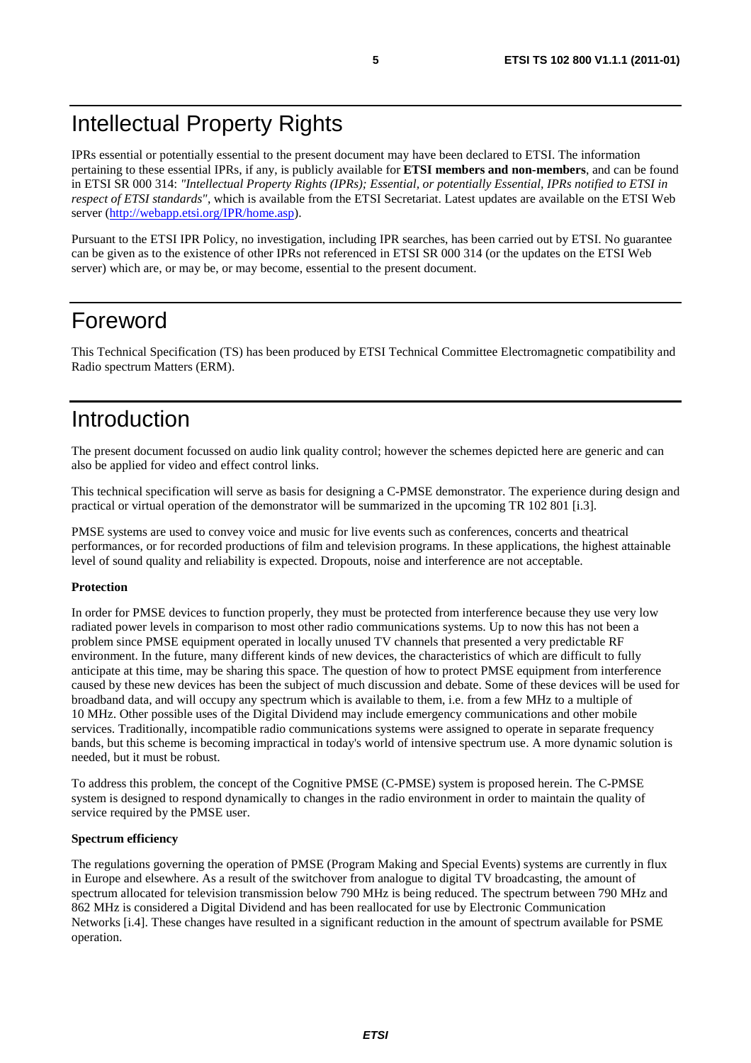# Intellectual Property Rights

IPRs essential or potentially essential to the present document may have been declared to ETSI. The information pertaining to these essential IPRs, if any, is publicly available for **ETSI members and non-members**, and can be found in ETSI SR 000 314: *"Intellectual Property Rights (IPRs); Essential, or potentially Essential, IPRs notified to ETSI in respect of ETSI standards"*, which is available from the ETSI Secretariat. Latest updates are available on the ETSI Web server (http://webapp.etsi.org/IPR/home.asp).

Pursuant to the ETSI IPR Policy, no investigation, including IPR searches, has been carried out by ETSI. No guarantee can be given as to the existence of other IPRs not referenced in ETSI SR 000 314 (or the updates on the ETSI Web server) which are, or may be, or may become, essential to the present document.

# Foreword

This Technical Specification (TS) has been produced by ETSI Technical Committee Electromagnetic compatibility and Radio spectrum Matters (ERM).

# Introduction

The present document focussed on audio link quality control; however the schemes depicted here are generic and can also be applied for video and effect control links.

This technical specification will serve as basis for designing a C-PMSE demonstrator. The experience during design and practical or virtual operation of the demonstrator will be summarized in the upcoming TR 102 801 [i.3].

PMSE systems are used to convey voice and music for live events such as conferences, concerts and theatrical performances, or for recorded productions of film and television programs. In these applications, the highest attainable level of sound quality and reliability is expected. Dropouts, noise and interference are not acceptable.

**Protection**

In order for PMSE devices to function properly, they must be protected from interference because they use very low radiated power levels in comparison to most other radio communications systems. Up to now this has not been a problem since PMSE equipment operated in locally unused TV channels that presented a very predictable RF environment. In the future, many different kinds of new devices, the characteristics of which are difficult to fully anticipate at this time, may be sharing this space. The question of how to protect PMSE equipment from interference caused by these new devices has been the subject of much discussion and debate. Some of these devices will be used for broadband data, and will occupy any spectrum which is available to them, i.e. from a few MHz to a multiple of 10 MHz. Other possible uses of the Digital Dividend may include emergency communications and other mobile services. Traditionally, incompatible radio communications systems were assigned to operate in separate frequency bands, but this scheme is becoming impractical in today's world of intensive spectrum use. A more dynamic solution is needed, but it must be robust.

To address this problem, the concept of the Cognitive PMSE (C-PMSE) system is proposed herein. The C-PMSE system is designed to respond dynamically to changes in the radio environment in order to maintain the quality of service required by the PMSE user.

**Spectrum efficiency**

The regulations governing the operation of PMSE (Program Making and Special Events) systems are currently in flux in Europe and elsewhere. As a result of the switchover from analogue to digital TV broadcasting, the amount of spectrum allocated for television transmission below 790 MHz is being reduced. The spectrum between 790 MHz and 862 MHz is considered a Digital Dividend and has been reallocated for use by Electronic Communication Networks [i.4]. These changes have resulted in a significant reduction in the amount of spectrum available for PSME operation.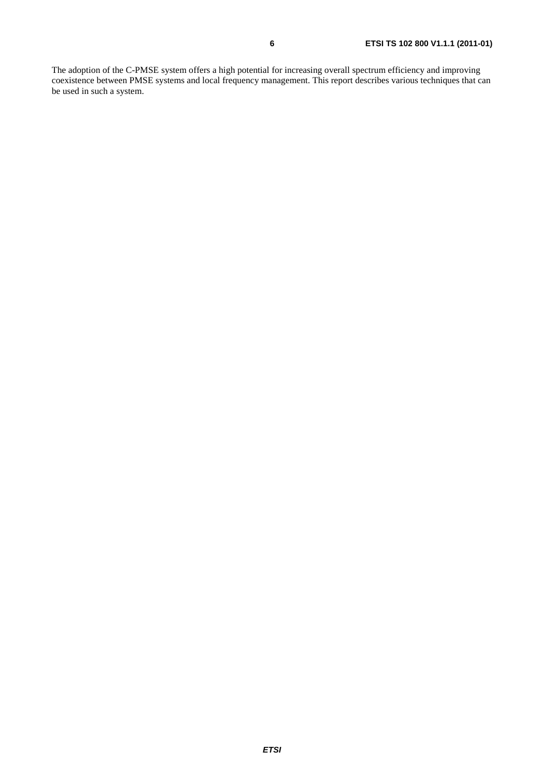The adoption of the C-PMSE system offers a high potential for increasing overall spectrum efficiency and improving coexistence between PMSE systems and local frequency management. This report describes various techniques that can be used in such a system.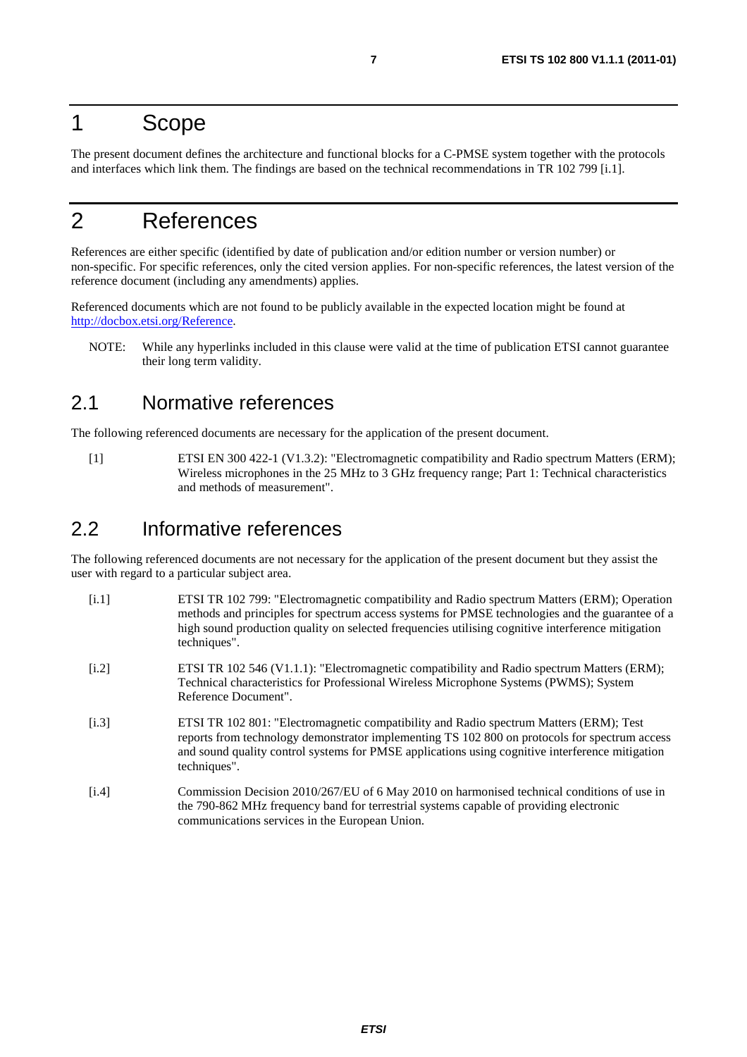# 1 Scope

The present document defines the architecture and functional blocks for a C-PMSE system together with the protocols and interfaces which link them. The findings are based on the technical recommendations in TR 102 799 [i.1].

# 2 References

References are either specific (identified by date of publication and/or edition number or version number) or non-specific. For specific references, only the cited version applies. For non-specific references, the latest version of the reference document (including any amendments) applies.

Referenced documents which are not found to be publicly available in the expected location might be found at http://docbox.etsi.org/Reference.

NOTE: While any hyperlinks included in this clause were valid at the time of publication ETSI cannot guarantee their long term validity.

## 2.1 Normative references

The following referenced documents are necessary for the application of the present document.

[1] ETSI EN 300 422-1 (V1.3.2): "Electromagnetic compatibility and Radio spectrum Matters (ERM); Wireless microphones in the 25 MHz to 3 GHz frequency range; Part 1: Technical characteristics and methods of measurement".

## 2.2 Informative references

The following referenced documents are not necessary for the application of the present document but they assist the user with regard to a particular subject area.

[i.1] ETSI TR 102 799: "Electromagnetic compatibility and Radio spectrum Matters (ERM); Operation methods and principles for spectrum access systems for PMSE technologies and the guarantee of a high sound production quality on selected frequencies utilising cognitive interference mitigation techniques".

[i.2] ETSI TR 102 546 (V1.1.1): "Electromagnetic compatibility and Radio spectrum Matters (ERM); Technical characteristics for Professional Wireless Microphone Systems (PWMS); System Reference Document".

[i.3] ETSI TR 102 801: "Electromagnetic compatibility and Radio spectrum Matters (ERM); Test reports from technology demonstrator implementing TS 102 800 on protocols for spectrum access and sound quality control systems for PMSE applications using cognitive interference mitigation techniques".

[i.4] Commission Decision 2010/267/EU of 6 May 2010 on harmonised technical conditions of use in the 790-862 MHz frequency band for terrestrial systems capable of providing electronic communications services in the European Union.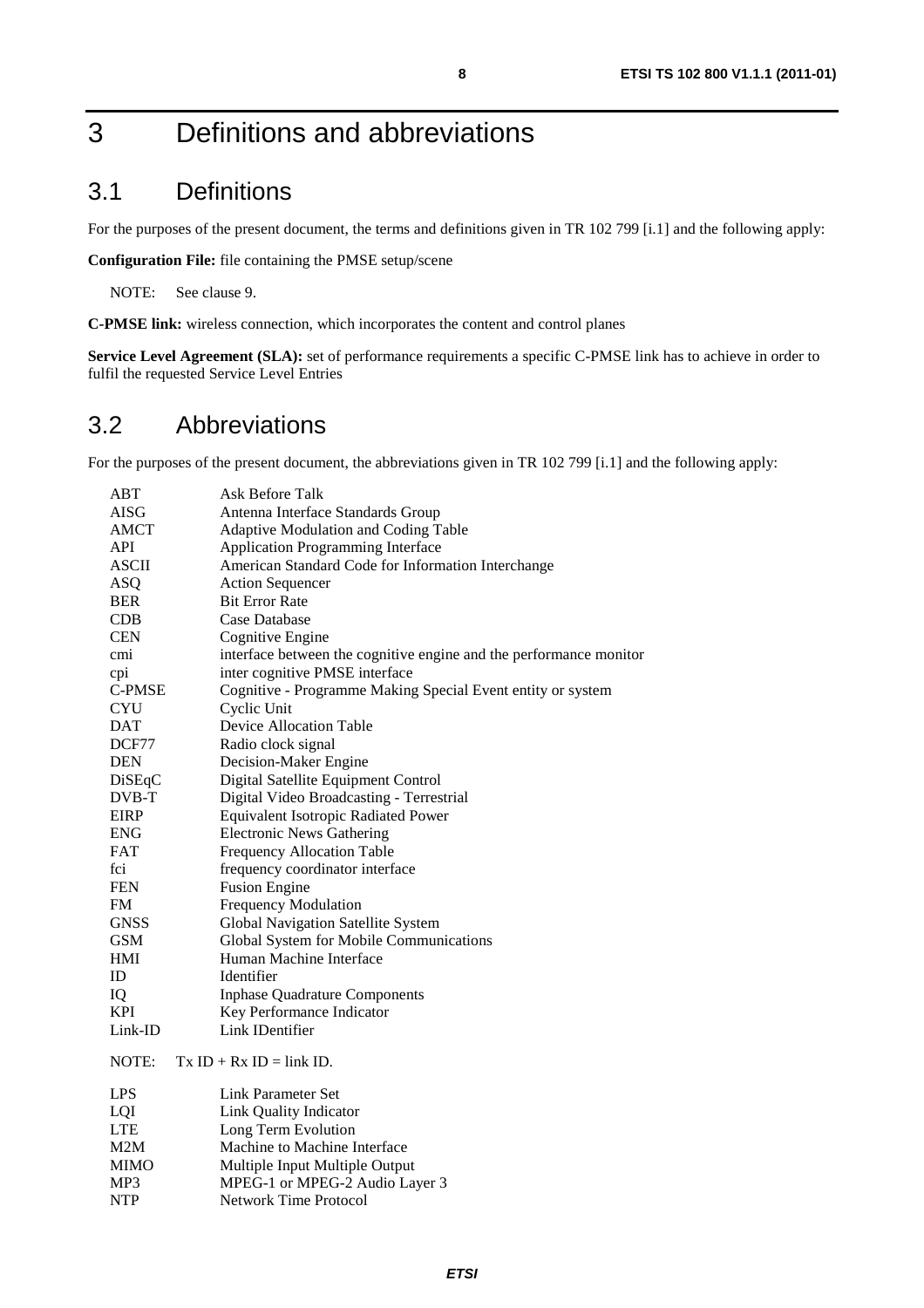# 3 Definitions and abbreviations

## 3.1 Definitions

For the purposes of the present document, the terms and definitions given in TR 102 799 [i.1] and the following apply:

**Configuration File:** file containing the PMSE setup/scene

NOTE: See clause 9.

**C-PMSE link:** wireless connection, which incorporates the content and control planes

**Service Level Agreement (SLA):** set of performance requirements a specific C-PMSE link has to achieve in order to fulfil the requested Service Level Entries

## 3.2 Abbreviations

For the purposes of the present document, the abbreviations given in TR 102 799 [i.1] and the following apply:

| | |
|---|---|
| ABT | Ask Before Talk |
| AISG | Antenna Interface Standards Group |
| AMCT | Adaptive Modulation and Coding Table |
| API | Application Programming Interface |
| ASCII | American Standard Code for Information Interchange |
| ASQ | Action Sequencer |
| BER | Bit Error Rate |
| CDB | Case Database |
| CEN | Cognitive Engine |
| cmi | interface between the cognitive engine and the performance monitor |
| cpi | inter cognitive PMSE interface |
| C-PMSE | Cognitive - Programme Making Special Event entity or system |
| CYU | Cyclic Unit |
| DAT | Device Allocation Table |
| DCF77 | Radio clock signal |
| DEN | Decision-Maker Engine |
| DiSEqC | Digital Satellite Equipment Control |
| DVB-T | Digital Video Broadcasting - Terrestrial |
| EIRP | Equivalent Isotropic Radiated Power |
| ENG | Electronic News Gathering |
| FAT | Frequency Allocation Table |
| fci | frequency coordinator interface |
| FEN | Fusion Engine |
| FM | Frequency Modulation |
| GNSS | Global Navigation Satellite System |
| GSM | Global System for Mobile Communications |
| HMI | Human Machine Interface |
| ID | Identifier |
| IQ | Inphase Quadrature Components |
| KPI | Key Performance Indicator |
| Link-ID | Link IDentifier |

NOTE: Tx ID + Rx ID = link ID.

| | |
|---|---|
| LPS | Link Parameter Set |
| LQI | Link Quality Indicator |
| LTE | Long Term Evolution |
| M2M | Machine to Machine Interface |
| MIMO | Multiple Input Multiple Output |
| MP3 | MPEG-1 or MPEG-2 Audio Layer 3 |
| NTP | Network Time Protocol |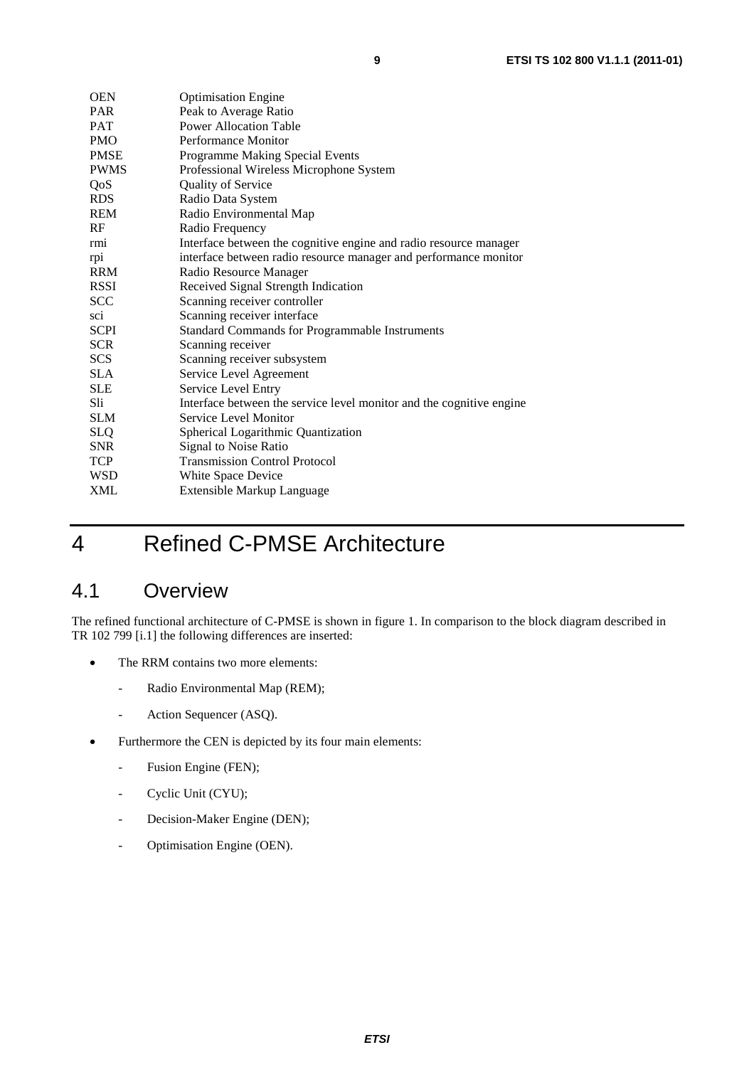| | |
|---|---|
| OEN | Optimisation Engine |
| PAR | Peak to Average Ratio |
| PAT | Power Allocation Table |
| PMO | Performance Monitor |
| PMSE | Programme Making Special Events |
| PWMS | Professional Wireless Microphone System |
| QoS | Quality of Service |
| RDS | Radio Data System |
| REM | Radio Environmental Map |
| RF | Radio Frequency |
| rmi | Interface between the cognitive engine and radio resource manager |
| rpi | interface between radio resource manager and performance monitor |
| RRM | Radio Resource Manager |
| RSSI | Received Signal Strength Indication |
| SCC | Scanning receiver controller |
| sci | Scanning receiver interface |
| SCPI | Standard Commands for Programmable Instruments |
| SCR | Scanning receiver |
| SCS | Scanning receiver subsystem |
| SLA | Service Level Agreement |
| SLE | Service Level Entry |
| Sli | Interface between the service level monitor and the cognitive engine |
| SLM | Service Level Monitor |
| SLQ | Spherical Logarithmic Quantization |
| SNR | Signal to Noise Ratio |
| TCP | Transmission Control Protocol |
| WSD | White Space Device |
| XML | Extensible Markup Language |

# 4 Refined C-PMSE Architecture

## 4.1 Overview

The refined functional architecture of C-PMSE is shown in figure 1. In comparison to the block diagram described in TR 102 799 [i.1] the following differences are inserted:

- The RRM contains two more elements:
  - Radio Environmental Map (REM);
  - Action Sequencer (ASQ).
- Furthermore the CEN is depicted by its four main elements:
  - Fusion Engine (FEN);
  - Cyclic Unit (CYU);
  - Decision-Maker Engine (DEN);
  - Optimisation Engine (OEN).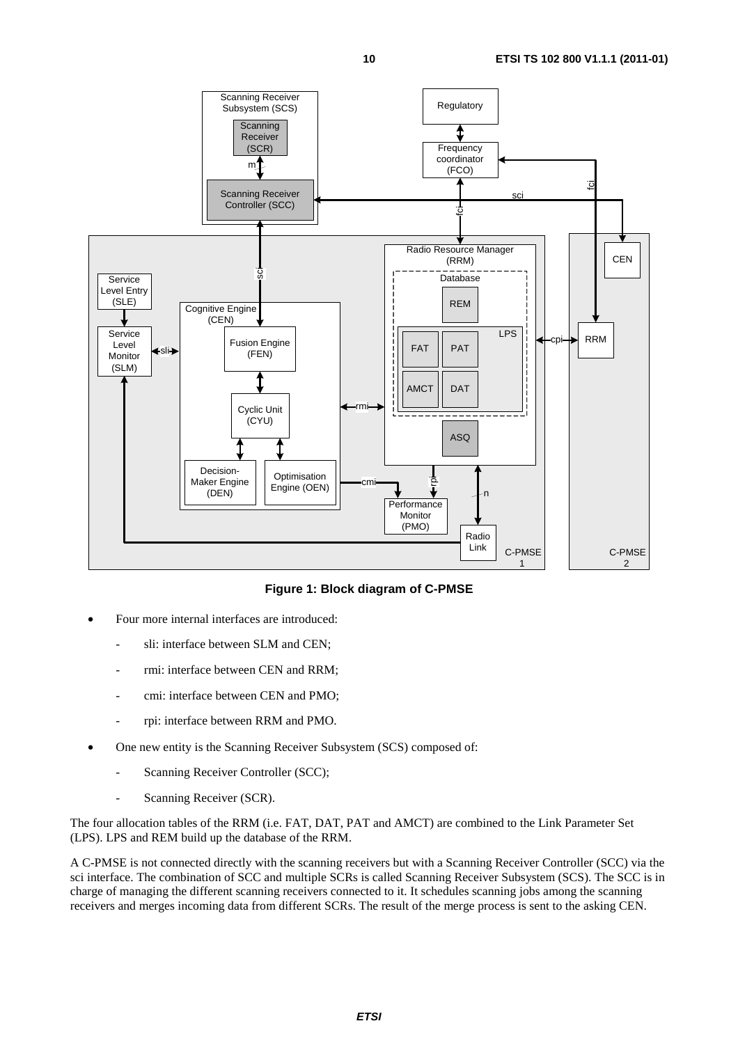**Figure 1: Block diagram of C-PMSE**

- Four more internal interfaces are introduced:
  - sli: interface between SLM and CEN;
  - rmi: interface between CEN and RRM;
  - cmi: interface between CEN and PMO;
  - rpi: interface between RRM and PMO.
- One new entity is the Scanning Receiver Subsystem (SCS) composed of:
  - Scanning Receiver Controller (SCC);
  - Scanning Receiver (SCR).

The four allocation tables of the RRM (i.e. FAT, DAT, PAT and AMCT) are combined to the Link Parameter Set (LPS). LPS and REM build up the database of the RRM.

A C-PMSE is not connected directly with the scanning receivers but with a Scanning Receiver Controller (SCC) via the sci interface. The combination of SCC and multiple SCRs is called Scanning Receiver Subsystem (SCS). The SCC is in charge of managing the different scanning receivers connected to it. It schedules scanning jobs among the scanning receivers and merges incoming data from different SCRs. The result of the merge process is sent to the asking CEN.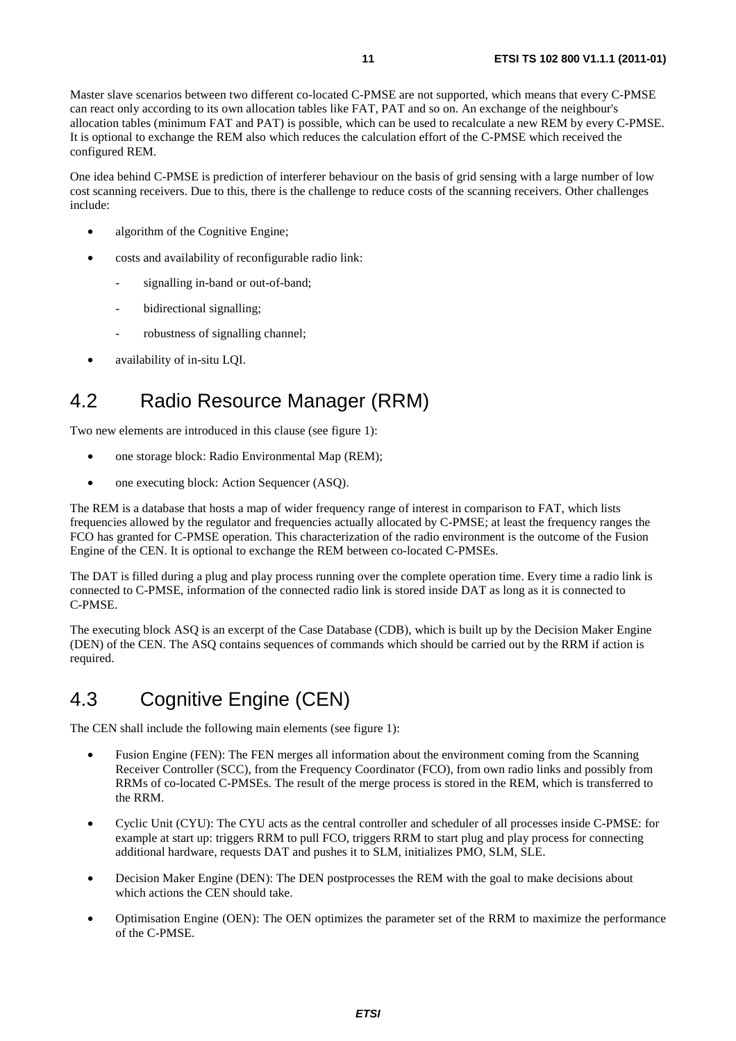Master slave scenarios between two different co-located C-PMSE are not supported, which means that every C-PMSE can react only according to its own allocation tables like FAT, PAT and so on. An exchange of the neighbour's allocation tables (minimum FAT and PAT) is possible, which can be used to recalculate a new REM by every C-PMSE. It is optional to exchange the REM also which reduces the calculation effort of the C-PMSE which received the configured REM.

One idea behind C-PMSE is prediction of interferer behaviour on the basis of grid sensing with a large number of low cost scanning receivers. Due to this, there is the challenge to reduce costs of the scanning receivers. Other challenges include:

- algorithm of the Cognitive Engine;
- costs and availability of reconfigurable radio link:
  - signalling in-band or out-of-band;
  - bidirectional signalling;
  - robustness of signalling channel;
- availability of in-situ LQI.

## 4.2 Radio Resource Manager (RRM)

Two new elements are introduced in this clause (see figure 1):

- one storage block: Radio Environmental Map (REM);
- one executing block: Action Sequencer (ASQ).

The REM is a database that hosts a map of wider frequency range of interest in comparison to FAT, which lists frequencies allowed by the regulator and frequencies actually allocated by C-PMSE; at least the frequency ranges the FCO has granted for C-PMSE operation. This characterization of the radio environment is the outcome of the Fusion Engine of the CEN. It is optional to exchange the REM between co-located C-PMSEs.

The DAT is filled during a plug and play process running over the complete operation time. Every time a radio link is connected to C-PMSE, information of the connected radio link is stored inside DAT as long as it is connected to C-PMSE.

The executing block ASQ is an excerpt of the Case Database (CDB), which is built up by the Decision Maker Engine (DEN) of the CEN. The ASQ contains sequences of commands which should be carried out by the RRM if action is required.

## 4.3 Cognitive Engine (CEN)

The CEN shall include the following main elements (see figure 1):

- Fusion Engine (FEN): The FEN merges all information about the environment coming from the Scanning Receiver Controller (SCC), from the Frequency Coordinator (FCO), from own radio links and possibly from RRMs of co-located C-PMSEs. The result of the merge process is stored in the REM, which is transferred to the RRM.
- Cyclic Unit (CYU): The CYU acts as the central controller and scheduler of all processes inside C-PMSE: for example at start up: triggers RRM to pull FCO, triggers RRM to start plug and play process for connecting additional hardware, requests DAT and pushes it to SLM, initializes PMO, SLM, SLE.
- Decision Maker Engine (DEN): The DEN postprocesses the REM with the goal to make decisions about which actions the CEN should take.
- Optimisation Engine (OEN): The OEN optimizes the parameter set of the RRM to maximize the performance of the C-PMSE.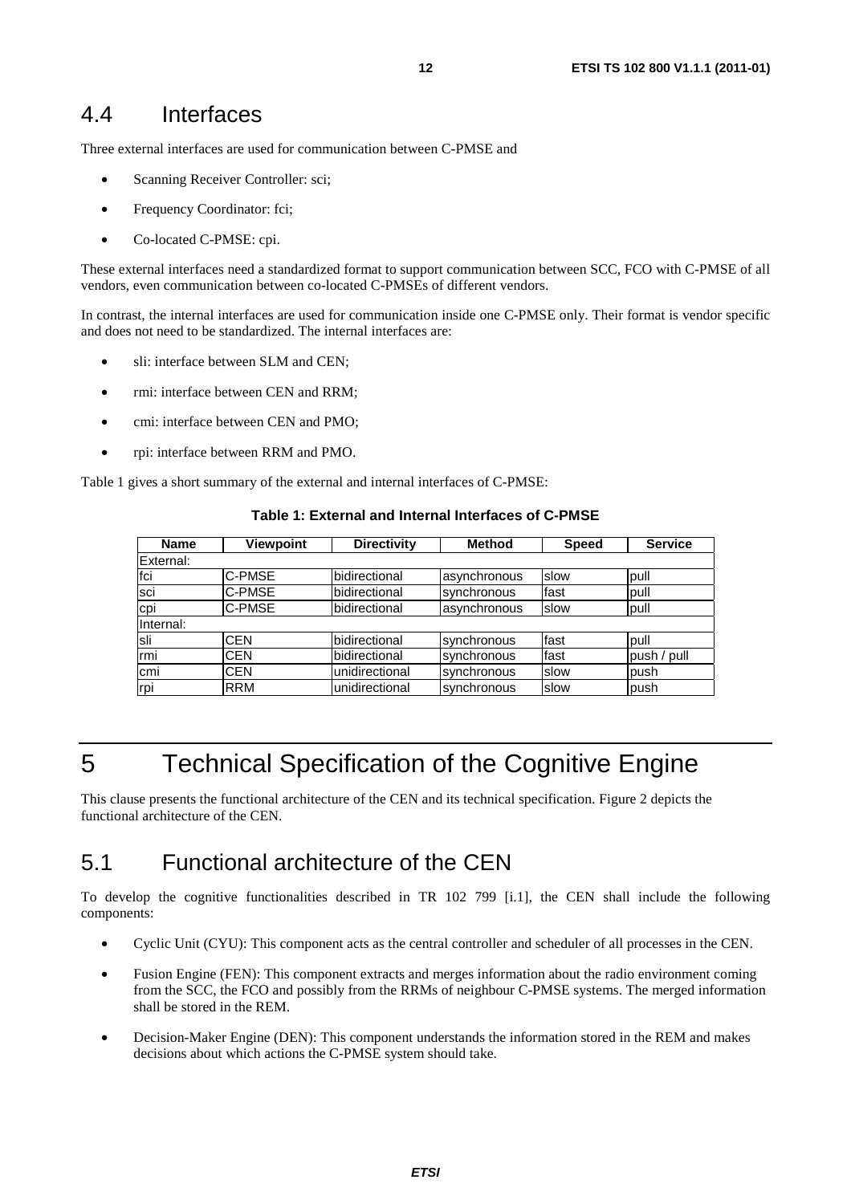## 4.4 Interfaces

Three external interfaces are used for communication between C-PMSE and

- Scanning Receiver Controller: sci;
- Frequency Coordinator: fci;
- Co-located C-PMSE: cpi.

These external interfaces need a standardized format to support communication between SCC, FCO with C-PMSE of all vendors, even communication between co-located C-PMSEs of different vendors.

In contrast, the internal interfaces are used for communication inside one C-PMSE only. Their format is vendor specific and does not need to be standardized. The internal interfaces are:

- sli: interface between SLM and CEN;
- rmi: interface between CEN and RRM;
- cmi: interface between CEN and PMO;
- rpi: interface between RRM and PMO.

Table 1 gives a short summary of the external and internal interfaces of C-PMSE:

**Table 1: External and Internal Interfaces of C-PMSE**

| Name | Viewpoint | Directivity | Method | Speed | Service |
|---|---|---|---|---|---|
| External: | | | | | |
| fci | C-PMSE | bidirectional | asynchronous | slow | pull |
| sci | C-PMSE | bidirectional | synchronous | fast | pull |
| cpi | C-PMSE | bidirectional | asynchronous | slow | pull |
| Internal: | | | | | |
| sli | CEN | bidirectional | synchronous | fast | pull |
| rmi | CEN | bidirectional | synchronous | fast | push / pull |
| cmi | CEN | unidirectional | synchronous | slow | push |
| rpi | RRM | unidirectional | synchronous | slow | push |

# 5 Technical Specification of the Cognitive Engine

This clause presents the functional architecture of the CEN and its technical specification. Figure 2 depicts the functional architecture of the CEN.

## 5.1 Functional architecture of the CEN

To develop the cognitive functionalities described in TR 102 799 [i.1], the CEN shall include the following components:

- Cyclic Unit (CYU): This component acts as the central controller and scheduler of all processes in the CEN.
- Fusion Engine (FEN): This component extracts and merges information about the radio environment coming from the SCC, the FCO and possibly from the RRMs of neighbour C-PMSE systems. The merged information shall be stored in the REM.
- Decision-Maker Engine (DEN): This component understands the information stored in the REM and makes decisions about which actions the C-PMSE system should take.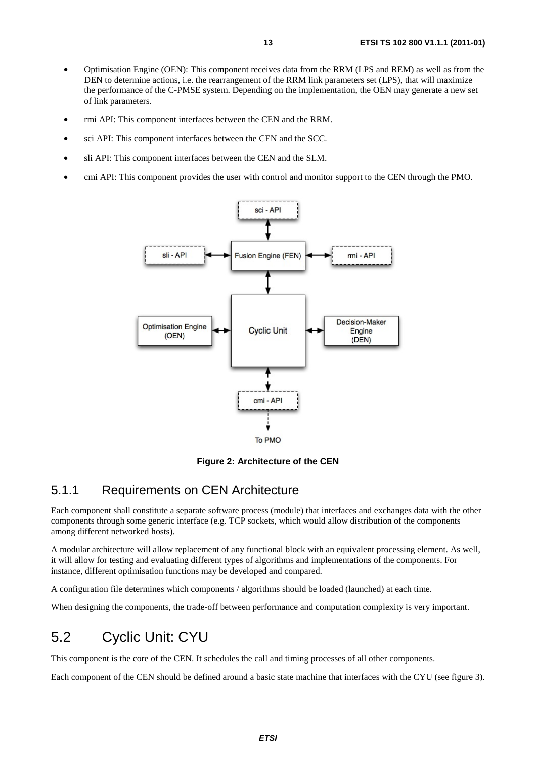- Optimisation Engine (OEN): This component receives data from the RRM (LPS and REM) as well as from the DEN to determine actions, i.e. the rearrangement of the RRM link parameters set (LPS), that will maximize the performance of the C-PMSE system. Depending on the implementation, the OEN may generate a new set of link parameters.
- rmi API: This component interfaces between the CEN and the RRM.
- sci API: This component interfaces between the CEN and the SCC.
- sli API: This component interfaces between the CEN and the SLM.
- cmi API: This component provides the user with control and monitor support to the CEN through the PMO.

**Figure 2: Architecture of the CEN**

## 5.1.1 Requirements on CEN Architecture

Each component shall constitute a separate software process (module) that interfaces and exchanges data with the other components through some generic interface (e.g. TCP sockets, which would allow distribution of the components among different networked hosts).

A modular architecture will allow replacement of any functional block with an equivalent processing element. As well, it will allow for testing and evaluating different types of algorithms and implementations of the components. For instance, different optimisation functions may be developed and compared.

A configuration file determines which components / algorithms should be loaded (launched) at each time.

When designing the components, the trade-off between performance and computation complexity is very important.

# 5.2 Cyclic Unit: CYU

This component is the core of the CEN. It schedules the call and timing processes of all other components.

Each component of the CEN should be defined around a basic state machine that interfaces with the CYU (see figure 3).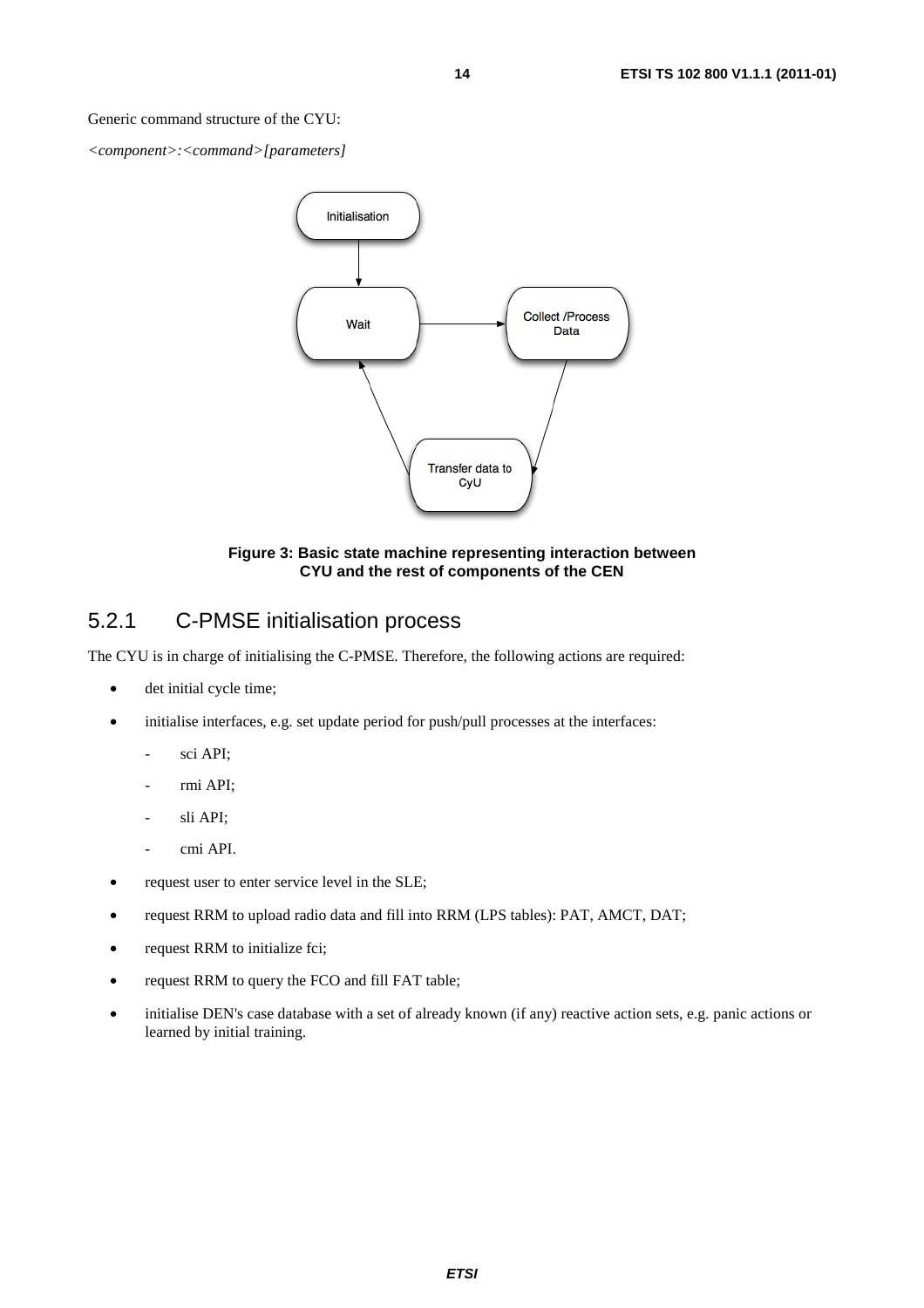Generic command structure of the CYU:

*<component>:<command>[parameters]*

**Figure 3: Basic state machine representing interaction between CYU and the rest of components of the CEN**

## 5.2.1 C-PMSE initialisation process

The CYU is in charge of initialising the C-PMSE. Therefore, the following actions are required:

- det initial cycle time;
- initialise interfaces, e.g. set update period for push/pull processes at the interfaces:
  - sci API;
  - rmi API;
  - sli API;
  - cmi API.
- request user to enter service level in the SLE;
- request RRM to upload radio data and fill into RRM (LPS tables): PAT, AMCT, DAT;
- request RRM to initialize fci;
- request RRM to query the FCO and fill FAT table;
- initialise DEN's case database with a set of already known (if any) reactive action sets, e.g. panic actions or learned by initial training.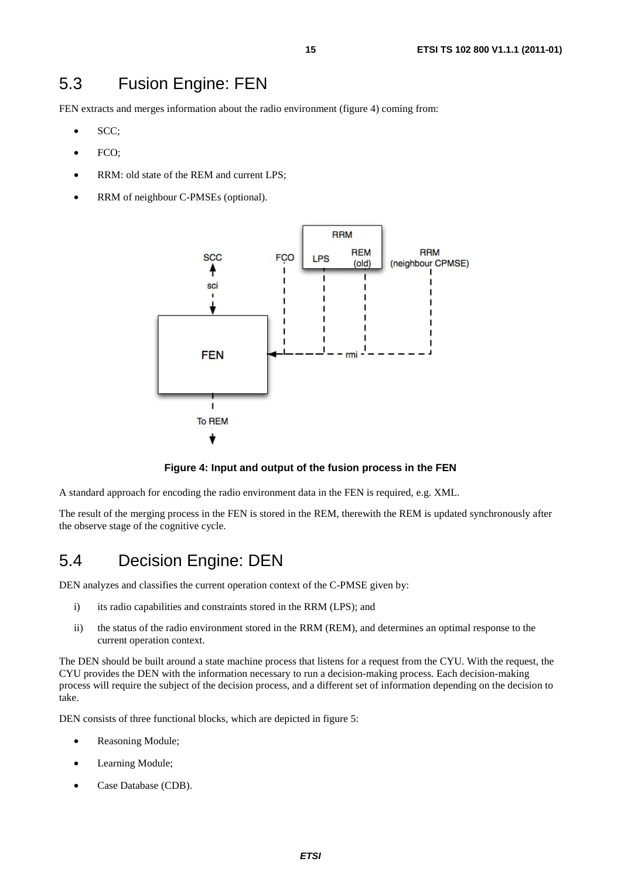## 5.3 Fusion Engine: FEN

FEN extracts and merges information about the radio environment (figure 4) coming from:

- SCC;
- FCO;
- RRM: old state of the REM and current LPS;
- RRM of neighbour C-PMSEs (optional).

**Figure 4: Input and output of the fusion process in the FEN**

A standard approach for encoding the radio environment data in the FEN is required, e.g. XML.

The result of the merging process in the FEN is stored in the REM, therewith the REM is updated synchronously after the observe stage of the cognitive cycle.

## 5.4 Decision Engine: DEN

DEN analyzes and classifies the current operation context of the C-PMSE given by:

i) its radio capabilities and constraints stored in the RRM (LPS); and

ii) the status of the radio environment stored in the RRM (REM), and determines an optimal response to the current operation context.

The DEN should be built around a state machine process that listens for a request from the CYU. With the request, the CYU provides the DEN with the information necessary to run a decision-making process. Each decision-making process will require the subject of the decision process, and a different set of information depending on the decision to take.

DEN consists of three functional blocks, which are depicted in figure 5:

- Reasoning Module;
- Learning Module;
- Case Database (CDB).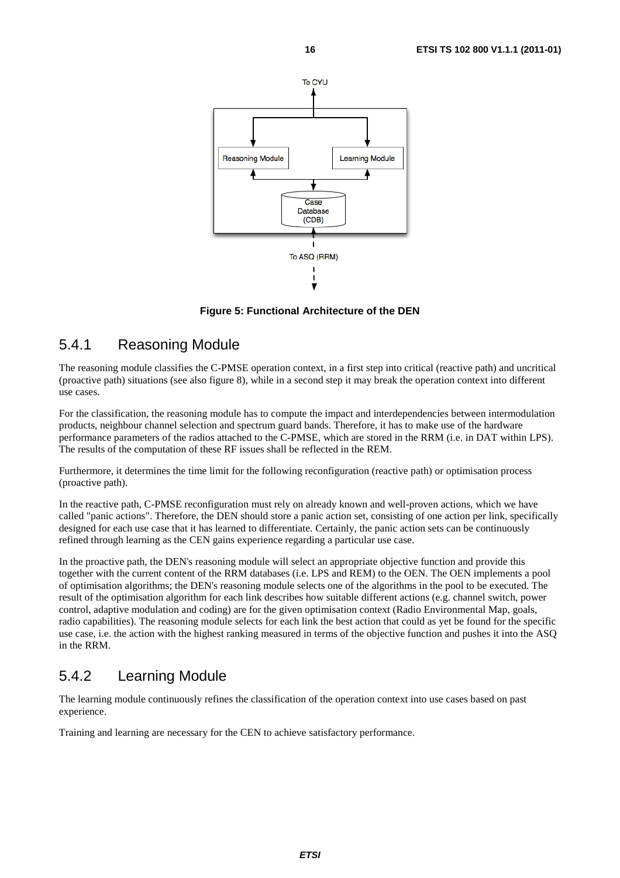Figure 5: Functional Architecture of the DEN

### 5.4.1 Reasoning Module

The reasoning module classifies the C-PMSE operation context, in a first step into critical (reactive path) and uncritical (proactive path) situations (see also figure 8), while in a second step it may break the operation context into different use cases.

For the classification, the reasoning module has to compute the impact and interdependencies between intermodulation products, neighbour channel selection and spectrum guard bands. Therefore, it has to make use of the hardware performance parameters of the radios attached to the C-PMSE, which are stored in the RRM (i.e. in DAT within LPS). The results of the computation of these RF issues shall be reflected in the REM.

Furthermore, it determines the time limit for the following reconfiguration (reactive path) or optimisation process (proactive path).

In the reactive path, C-PMSE reconfiguration must rely on already known and well-proven actions, which we have called "panic actions". Therefore, the DEN should store a panic action set, consisting of one action per link, specifically designed for each use case that it has learned to differentiate. Certainly, the panic action sets can be continuously refined through learning as the CEN gains experience regarding a particular use case.

In the proactive path, the DEN's reasoning module will select an appropriate objective function and provide this together with the current content of the RRM databases (i.e. LPS and REM) to the OEN. The OEN implements a pool of optimisation algorithms; the DEN's reasoning module selects one of the algorithms in the pool to be executed. The result of the optimisation algorithm for each link describes how suitable different actions (e.g. channel switch, power control, adaptive modulation and coding) are for the given optimisation context (Radio Environmental Map, goals, radio capabilities). The reasoning module selects for each link the best action that could as yet be found for the specific use case, i.e. the action with the highest ranking measured in terms of the objective function and pushes it into the ASQ in the RRM.

### 5.4.2 Learning Module

The learning module continuously refines the classification of the operation context into use cases based on past experience.

Training and learning are necessary for the CEN to achieve satisfactory performance.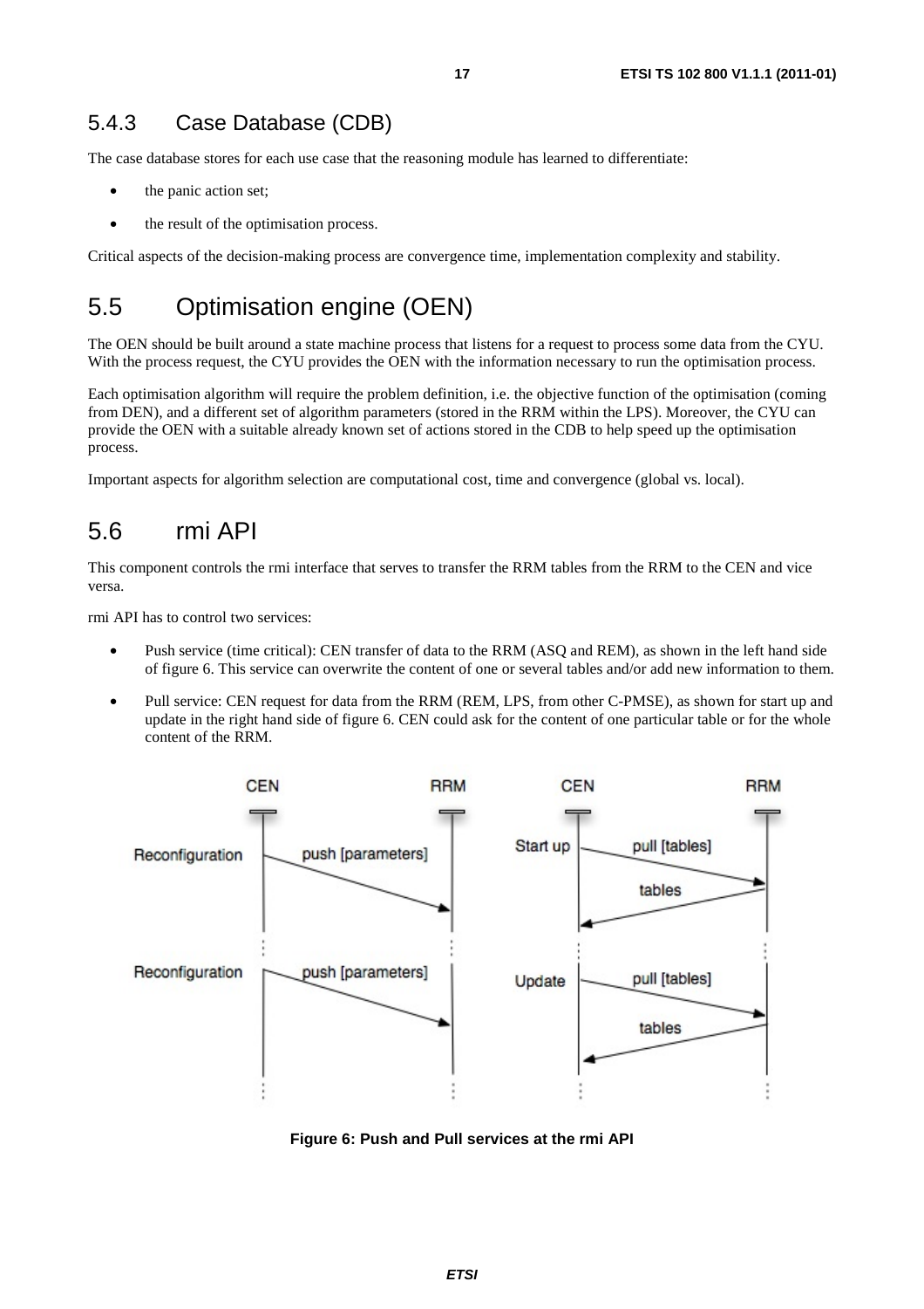### 5.4.3 Case Database (CDB)

The case database stores for each use case that the reasoning module has learned to differentiate:

- the panic action set;
- the result of the optimisation process.

Critical aspects of the decision-making process are convergence time, implementation complexity and stability.

## 5.5 Optimisation engine (OEN)

The OEN should be built around a state machine process that listens for a request to process some data from the CYU. With the process request, the CYU provides the OEN with the information necessary to run the optimisation process.

Each optimisation algorithm will require the problem definition, i.e. the objective function of the optimisation (coming from DEN), and a different set of algorithm parameters (stored in the RRM within the LPS). Moreover, the CYU can provide the OEN with a suitable already known set of actions stored in the CDB to help speed up the optimisation process.

Important aspects for algorithm selection are computational cost, time and convergence (global vs. local).

## 5.6 rmi API

This component controls the rmi interface that serves to transfer the RRM tables from the RRM to the CEN and vice versa.

rmi API has to control two services:

- Push service (time critical): CEN transfer of data to the RRM (ASQ and REM), as shown in the left hand side of figure 6. This service can overwrite the content of one or several tables and/or add new information to them.
- Pull service: CEN request for data from the RRM (REM, LPS, from other C-PMSE), as shown for start up and update in the right hand side of figure 6. CEN could ask for the content of one particular table or for the whole content of the RRM.

**Figure 6: Push and Pull services at the rmi API**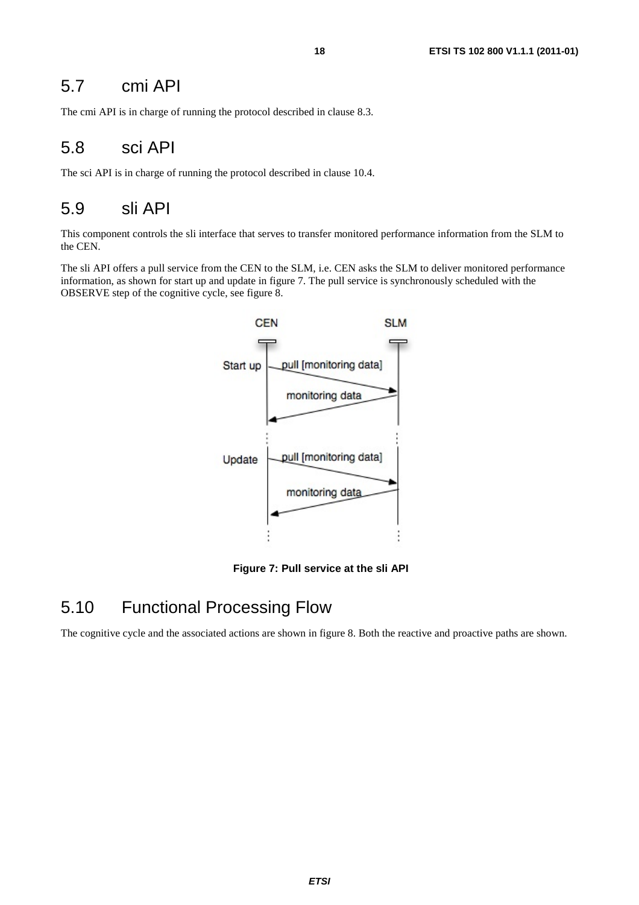## 5.7 cmi API

The cmi API is in charge of running the protocol described in clause 8.3.

## 5.8 sci API

The sci API is in charge of running the protocol described in clause 10.4.

## 5.9 sli API

This component controls the sli interface that serves to transfer monitored performance information from the SLM to the CEN.

The sli API offers a pull service from the CEN to the SLM, i.e. CEN asks the SLM to deliver monitored performance information, as shown for start up and update in figure 7. The pull service is synchronously scheduled with the OBSERVE step of the cognitive cycle, see figure 8.

**Figure 7: Pull service at the sli API**

## 5.10 Functional Processing Flow

The cognitive cycle and the associated actions are shown in figure 8. Both the reactive and proactive paths are shown.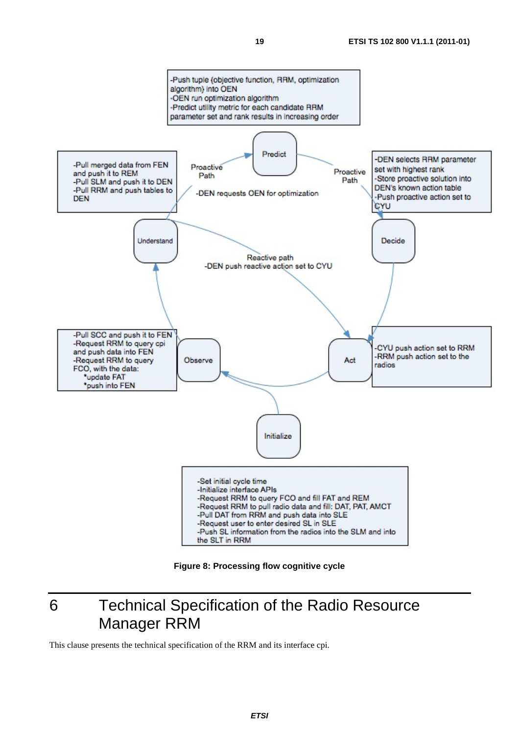-Push tuple {objective function, RRM, optimization algorithm} into OEN
-OEN run optimization algorithm
-Predict utility metric for each candidate RRM parameter set and rank results in increasing order

-Pull merged data from FEN and push it to REM
-Pull SLM and push it to DEN
-Pull RRM and push tables to DEN

Proactive Path

Predict

Proactive Path

-DEN selects RRM parameter set with highest rank
-Store proactive solution into DEN's known action table
-Push proactive action set to CYU

-DEN requests OEN for optimization

Understand

Decide

Reactive path
-DEN push reactive action set to CYU

-Pull SCC and push it to FEN
-Request RRM to query cpi and push data into FEN
-Request RRM to query FCO, with the data:
 *update FAT
 *push into FEN

Observe

Act

-CYU push action set to RRM
-RRM push action set to the radios

Initialize

-Set initial cycle time
-Initialize interface APIs
-Request RRM to query FCO and fill FAT and REM
-Request RRM to pull radio data and fill: DAT, PAT, AMCT
-Pull DAT from RRM and push data into SLE
-Request user to enter desired SL in SLE
-Push SL information from the radios into the SLM and into the SLT in RRM

**Figure 8: Processing flow cognitive cycle**

# 6 Technical Specification of the Radio Resource Manager RRM

This clause presents the technical specification of the RRM and its interface cpi.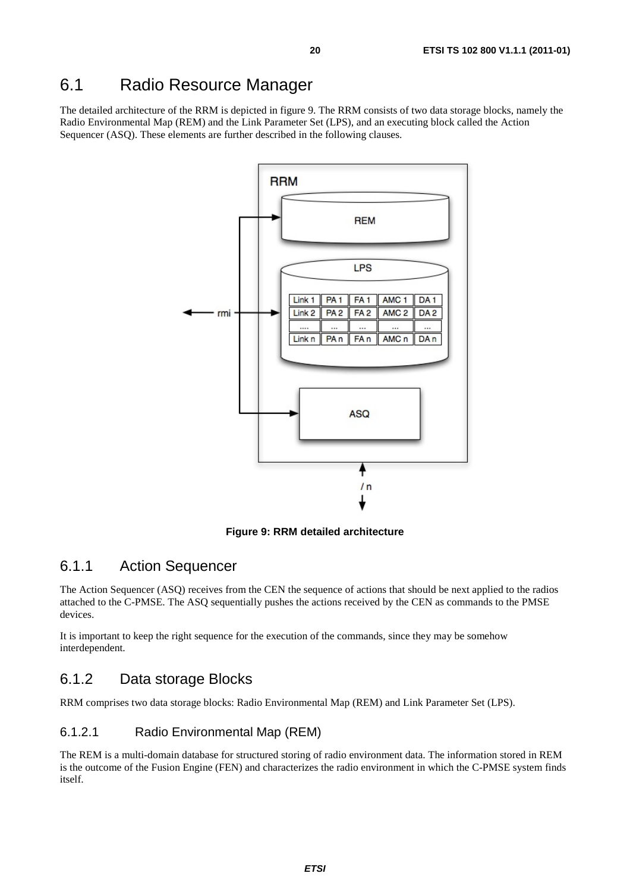## 6.1 Radio Resource Manager

The detailed architecture of the RRM is depicted in figure 9. The RRM consists of two data storage blocks, namely the Radio Environmental Map (REM) and the Link Parameter Set (LPS), and an executing block called the Action Sequencer (ASQ). These elements are further described in the following clauses.

**Figure 9: RRM detailed architecture**

### 6.1.1 Action Sequencer

The Action Sequencer (ASQ) receives from the CEN the sequence of actions that should be next applied to the radios attached to the C-PMSE. The ASQ sequentially pushes the actions received by the CEN as commands to the PMSE devices.

It is important to keep the right sequence for the execution of the commands, since they may be somehow interdependent.

### 6.1.2 Data storage Blocks

RRM comprises two data storage blocks: Radio Environmental Map (REM) and Link Parameter Set (LPS).

#### 6.1.2.1 Radio Environmental Map (REM)

The REM is a multi-domain database for structured storing of radio environment data. The information stored in REM is the outcome of the Fusion Engine (FEN) and characterizes the radio environment in which the C-PMSE system finds itself.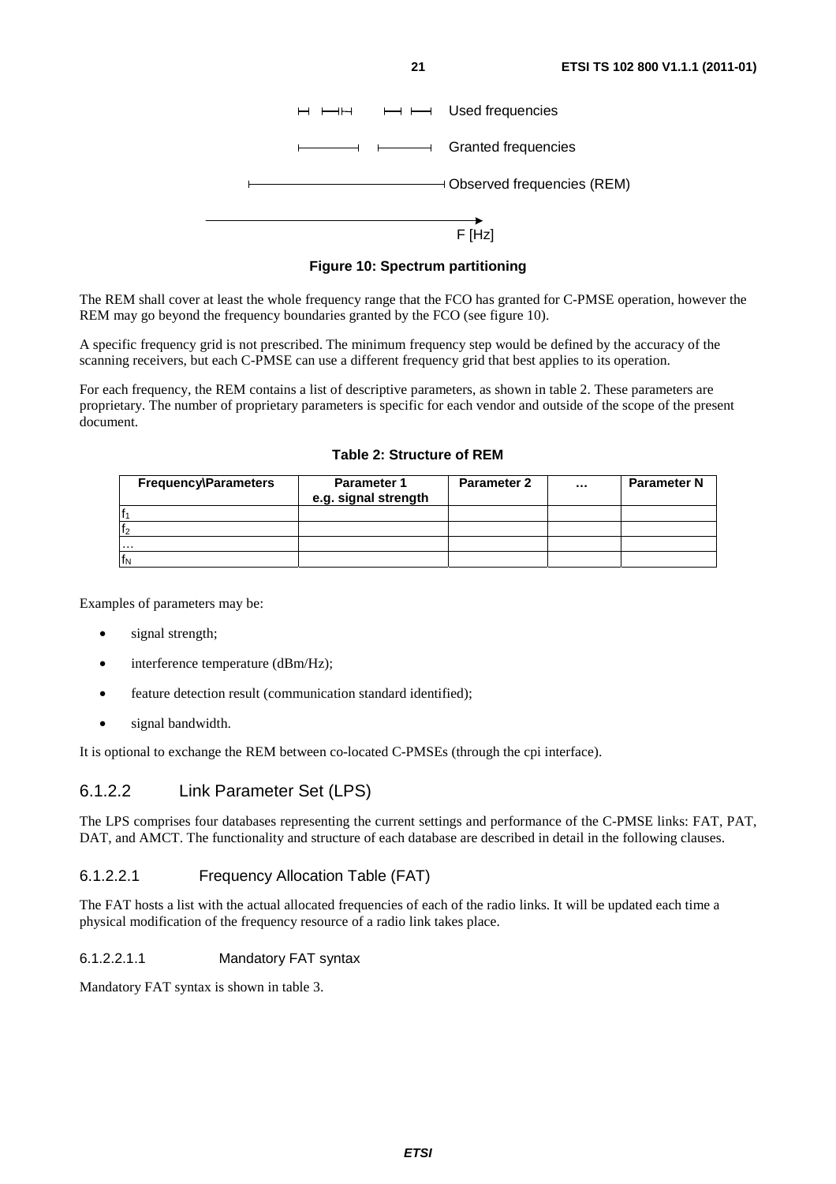Used frequencies

Granted frequencies

Observed frequencies (REM)

F [Hz]

**Figure 10: Spectrum partitioning**

The REM shall cover at least the whole frequency range that the FCO has granted for C-PMSE operation, however the REM may go beyond the frequency boundaries granted by the FCO (see figure 10).

A specific frequency grid is not prescribed. The minimum frequency step would be defined by the accuracy of the scanning receivers, but each C-PMSE can use a different frequency grid that best applies to its operation.

For each frequency, the REM contains a list of descriptive parameters, as shown in table 2. These parameters are proprietary. The number of proprietary parameters is specific for each vendor and outside of the scope of the present document.

**Table 2: Structure of REM**

| Frequency\Parameters | Parameter 1 e.g. signal strength | Parameter 2 | ... | Parameter N |
|---|---|---|---|---|
| $f_1$ | | | | |
| $f_2$ | | | | |
| ... | | | | |
| $f_N$ | | | | |

Examples of parameters may be:

- signal strength;
- interference temperature (dBm/Hz);
- feature detection result (communication standard identified);
- signal bandwidth.

It is optional to exchange the REM between co-located C-PMSEs (through the cpi interface).

### 6.1.2.2 Link Parameter Set (LPS)

The LPS comprises four databases representing the current settings and performance of the C-PMSE links: FAT, PAT, DAT, and AMCT. The functionality and structure of each database are described in detail in the following clauses.

#### 6.1.2.2.1 Frequency Allocation Table (FAT)

The FAT hosts a list with the actual allocated frequencies of each of the radio links. It will be updated each time a physical modification of the frequency resource of a radio link takes place.

##### 6.1.2.2.1.1 Mandatory FAT syntax

Mandatory FAT syntax is shown in table 3.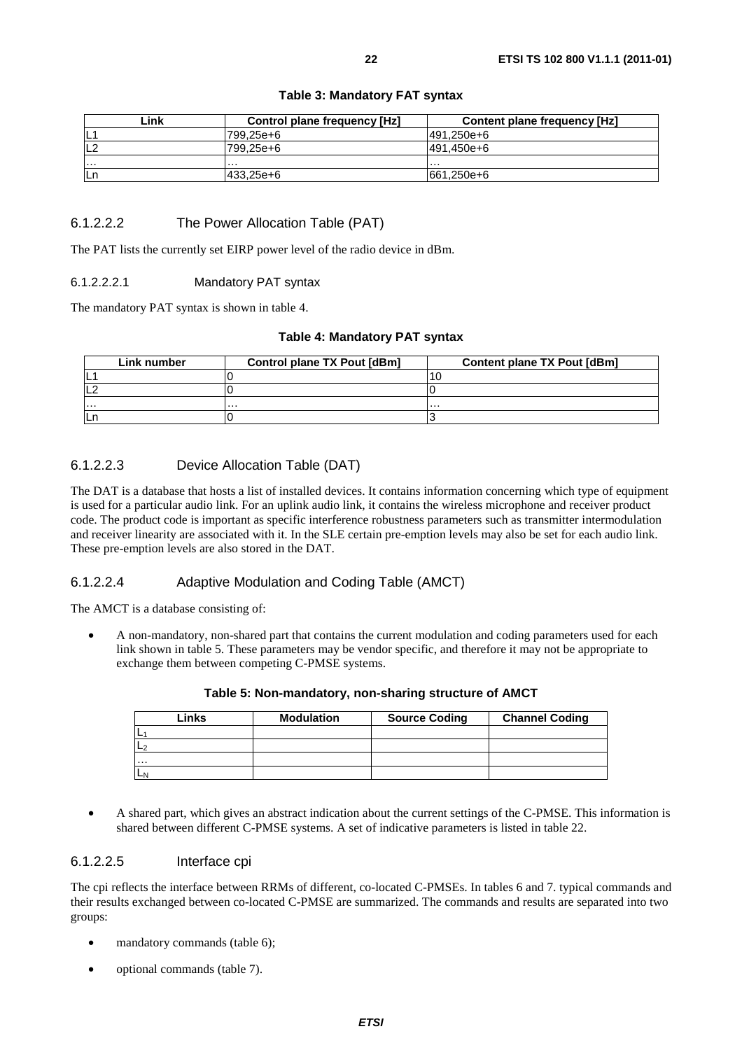**Table 3: Mandatory FAT syntax**

| Link | Control plane frequency [Hz] | Content plane frequency [Hz] |
|---|---|---|
| L1 | 799,25e+6 | 491,250e+6 |
| L2 | 799,25e+6 | 491,450e+6 |
| ... | ... | ... |
| Ln | 433,25e+6 | 661,250e+6 |

#### 6.1.2.2.2 The Power Allocation Table (PAT)

The PAT lists the currently set EIRP power level of the radio device in dBm.

##### 6.1.2.2.2.1 Mandatory PAT syntax

The mandatory PAT syntax is shown in table 4.

**Table 4: Mandatory PAT syntax**

| Link number | Control plane TX Pout [dBm] | Content plane TX Pout [dBm] |
|---|---|---|
| L1 | 0 | 10 |
| L2 | 0 | 0 |
| ... | ... | ... |
| Ln | 0 | 3 |

#### 6.1.2.2.3 Device Allocation Table (DAT)

The DAT is a database that hosts a list of installed devices. It contains information concerning which type of equipment is used for a particular audio link. For an uplink audio link, it contains the wireless microphone and receiver product code. The product code is important as specific interference robustness parameters such as transmitter intermodulation and receiver linearity are associated with it. In the SLE certain pre-emption levels may also be set for each audio link. These pre-emption levels are also stored in the DAT.

#### 6.1.2.2.4 Adaptive Modulation and Coding Table (AMCT)

The AMCT is a database consisting of:

- A non-mandatory, non-shared part that contains the current modulation and coding parameters used for each link shown in table 5. These parameters may be vendor specific, and therefore it may not be appropriate to exchange them between competing C-PMSE systems.

**Table 5: Non-mandatory, non-sharing structure of AMCT**

| Links | Modulation | Source Coding | Channel Coding |
|---|---|---|---|
| $L_1$ | | | |
| $L_2$ | | | |
| ... | | | |
| $L_N$ | | | |

- A shared part, which gives an abstract indication about the current settings of the C-PMSE. This information is shared between different C-PMSE systems. A set of indicative parameters is listed in table 22.

#### 6.1.2.2.5 Interface cpi

The cpi reflects the interface between RRMs of different, co-located C-PMSEs. In tables 6 and 7. typical commands and their results exchanged between co-located C-PMSE are summarized. The commands and results are separated into two groups:

- mandatory commands (table 6);
- optional commands (table 7).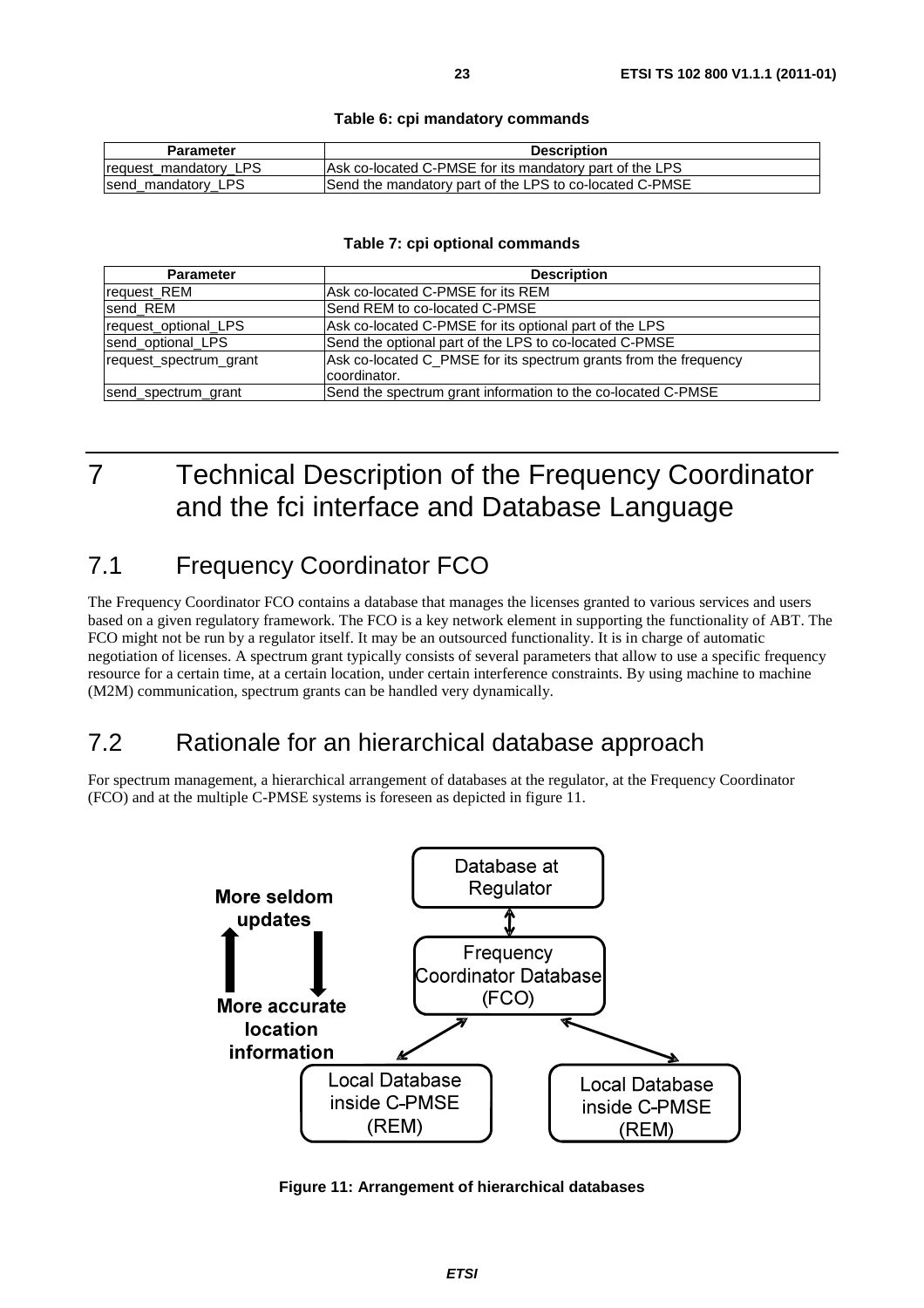**Table 6: cpi mandatory commands**

| Parameter | Description |
|---|---|
| request_mandatory_LPS | Ask co-located C-PMSE for its mandatory part of the LPS |
| send_mandatory_LPS | Send the mandatory part of the LPS to co-located C-PMSE |

**Table 7: cpi optional commands**

| Parameter | Description |
|---|---|
| request_REM | Ask co-located C-PMSE for its REM |
| send_REM | Send REM to co-located C-PMSE |
| request_optional_LPS | Ask co-located C-PMSE for its optional part of the LPS |
| send_optional_LPS | Send the optional part of the LPS to co-located C-PMSE |
| request_spectrum_grant | Ask co-located C_PMSE for its spectrum grants from the frequency coordinator. |
| send_spectrum_grant | Send the spectrum grant information to the co-located C-PMSE |

# 7 Technical Description of the Frequency Coordinator and the fci interface and Database Language

## 7.1 Frequency Coordinator FCO

The Frequency Coordinator FCO contains a database that manages the licenses granted to various services and users based on a given regulatory framework. The FCO is a key network element in supporting the functionality of ABT. The FCO might not be run by a regulator itself. It may be an outsourced functionality. It is in charge of automatic negotiation of licenses. A spectrum grant typically consists of several parameters that allow to use a specific frequency resource for a certain time, at a certain location, under certain interference constraints. By using machine to machine (M2M) communication, spectrum grants can be handled very dynamically.

## 7.2 Rationale for an hierarchical database approach

For spectrum management, a hierarchical arrangement of databases at the regulator, at the Frequency Coordinator (FCO) and at the multiple C-PMSE systems is foreseen as depicted in figure 11.

**Figure 11: Arrangement of hierarchical databases**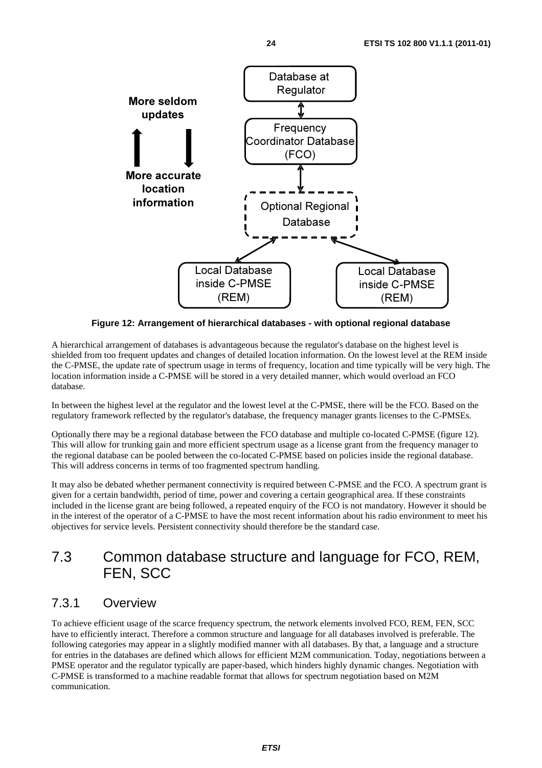Database at Regulator

Frequency Coordinator Database (FCO)

Optional Regional Database

Local Database inside C-PMSE (REM)

Local Database inside C-PMSE (REM)

More seldom updates

More accurate location information

**Figure 12: Arrangement of hierarchical databases - with optional regional database**

A hierarchical arrangement of databases is advantageous because the regulator's database on the highest level is shielded from too frequent updates and changes of detailed location information. On the lowest level at the REM inside the C-PMSE, the update rate of spectrum usage in terms of frequency, location and time typically will be very high. The location information inside a C-PMSE will be stored in a very detailed manner, which would overload an FCO database.

In between the highest level at the regulator and the lowest level at the C-PMSE, there will be the FCO. Based on the regulatory framework reflected by the regulator's database, the frequency manager grants licenses to the C-PMSEs.

Optionally there may be a regional database between the FCO database and multiple co-located C-PMSE (figure 12). This will allow for trunking gain and more efficient spectrum usage as a license grant from the frequency manager to the regional database can be pooled between the co-located C-PMSE based on policies inside the regional database. This will address concerns in terms of too fragmented spectrum handling.

It may also be debated whether permanent connectivity is required between C-PMSE and the FCO. A spectrum grant is given for a certain bandwidth, period of time, power and covering a certain geographical area. If these constraints included in the license grant are being followed, a repeated enquiry of the FCO is not mandatory. However it should be in the interest of the operator of a C-PMSE to have the most recent information about his radio environment to meet his objectives for service levels. Persistent connectivity should therefore be the standard case.

## 7.3 Common database structure and language for FCO, REM, FEN, SCC

### 7.3.1 Overview

To achieve efficient usage of the scarce frequency spectrum, the network elements involved FCO, REM, FEN, SCC have to efficiently interact. Therefore a common structure and language for all databases involved is preferable. The following categories may appear in a slightly modified manner with all databases. By that, a language and a structure for entries in the databases are defined which allows for efficient M2M communication. Today, negotiations between a PMSE operator and the regulator typically are paper-based, which hinders highly dynamic changes. Negotiation with C-PMSE is transformed to a machine readable format that allows for spectrum negotiation based on M2M communication.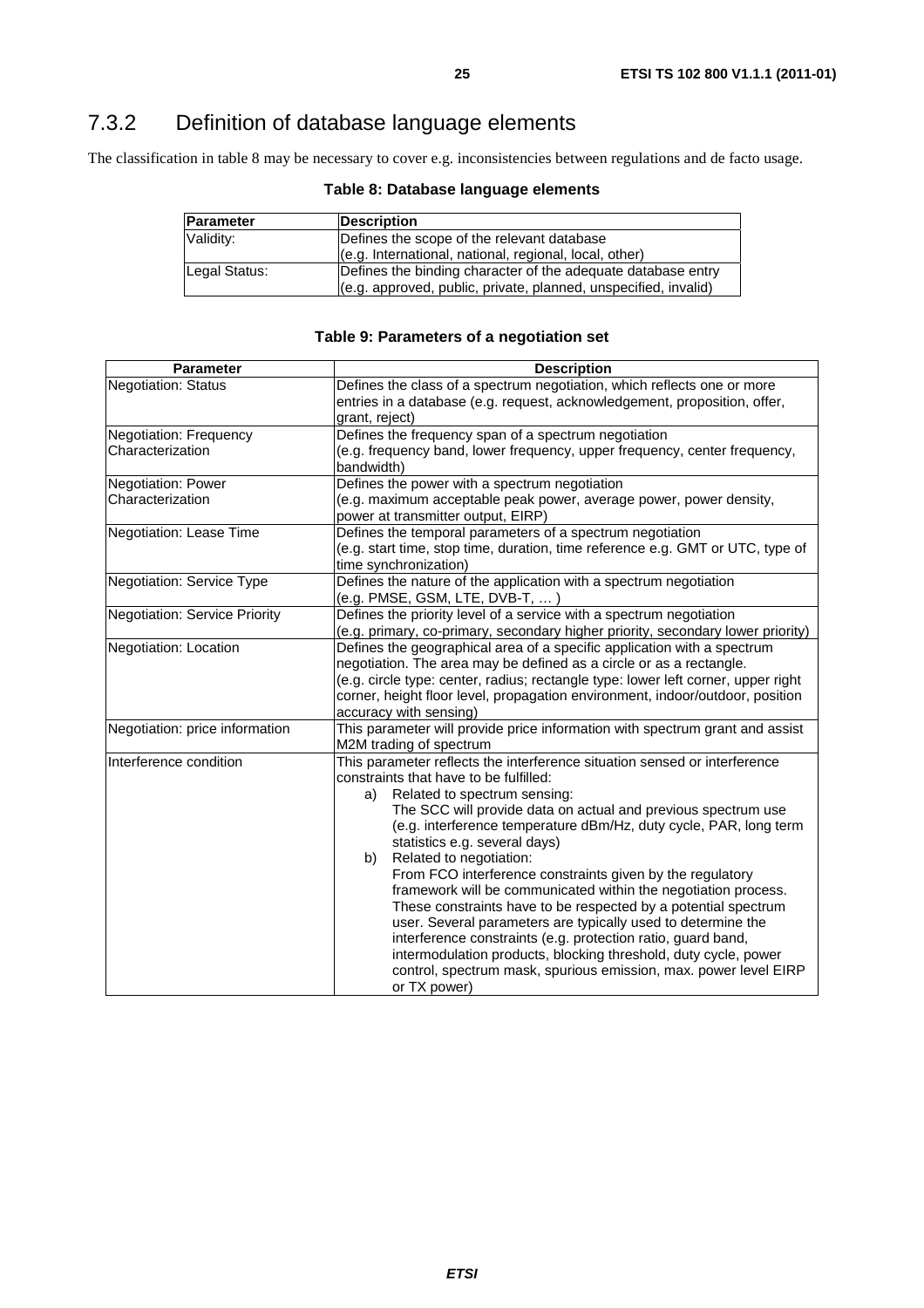### 7.3.2 Definition of database language elements

The classification in table 8 may be necessary to cover e.g. inconsistencies between regulations and de facto usage.

**Table 8: Database language elements**

| Parameter | Description |
|---|---|
| Validity: | Defines the scope of the relevant database (e.g. International, national, regional, local, other) |
| Legal Status: | Defines the binding character of the adequate database entry (e.g. approved, public, private, planned, unspecified, invalid) |

**Table 9: Parameters of a negotiation set**

| Parameter | Description |
|---|---|
| Negotiation: Status | Defines the class of a spectrum negotiation, which reflects one or more entries in a database (e.g. request, acknowledgement, proposition, offer, grant, reject) |
| Negotiation: Frequency Characterization | Defines the frequency span of a spectrum negotiation (e.g. frequency band, lower frequency, upper frequency, center frequency, bandwidth) |
| Negotiation: Power Characterization | Defines the power with a spectrum negotiation (e.g. maximum acceptable peak power, average power, power density, power at transmitter output, EIRP) |
| Negotiation: Lease Time | Defines the temporal parameters of a spectrum negotiation (e.g. start time, stop time, duration, time reference e.g. GMT or UTC, type of time synchronization) |
| Negotiation: Service Type | Defines the nature of the application with a spectrum negotiation (e.g. PMSE, GSM, LTE, DVB-T, … ) |
| Negotiation: Service Priority | Defines the priority level of a service with a spectrum negotiation (e.g. primary, co-primary, secondary higher priority, secondary lower priority) |
| Negotiation: Location | Defines the geographical area of a specific application with a spectrum negotiation. The area may be defined as a circle or as a rectangle. (e.g. circle type: center, radius; rectangle type: lower left corner, upper right corner, height floor level, propagation environment, indoor/outdoor, position accuracy with sensing) |
| Negotiation: price information | This parameter will provide price information with spectrum grant and assist M2M trading of spectrum |
| Interference condition | This parameter reflects the interference situation sensed or interference constraints that have to be fulfilled: a) Related to spectrum sensing: The SCC will provide data on actual and previous spectrum use (e.g. interference temperature dBm/Hz, duty cycle, PAR, long term statistics e.g. several days) b) Related to negotiation: From FCO interference constraints given by the regulatory framework will be communicated within the negotiation process. These constraints have to be respected by a potential spectrum user. Several parameters are typically used to determine the interference constraints (e.g. protection ratio, guard band, intermodulation products, blocking threshold, duty cycle, power control, spectrum mask, spurious emission, max. power level EIRP or TX power) |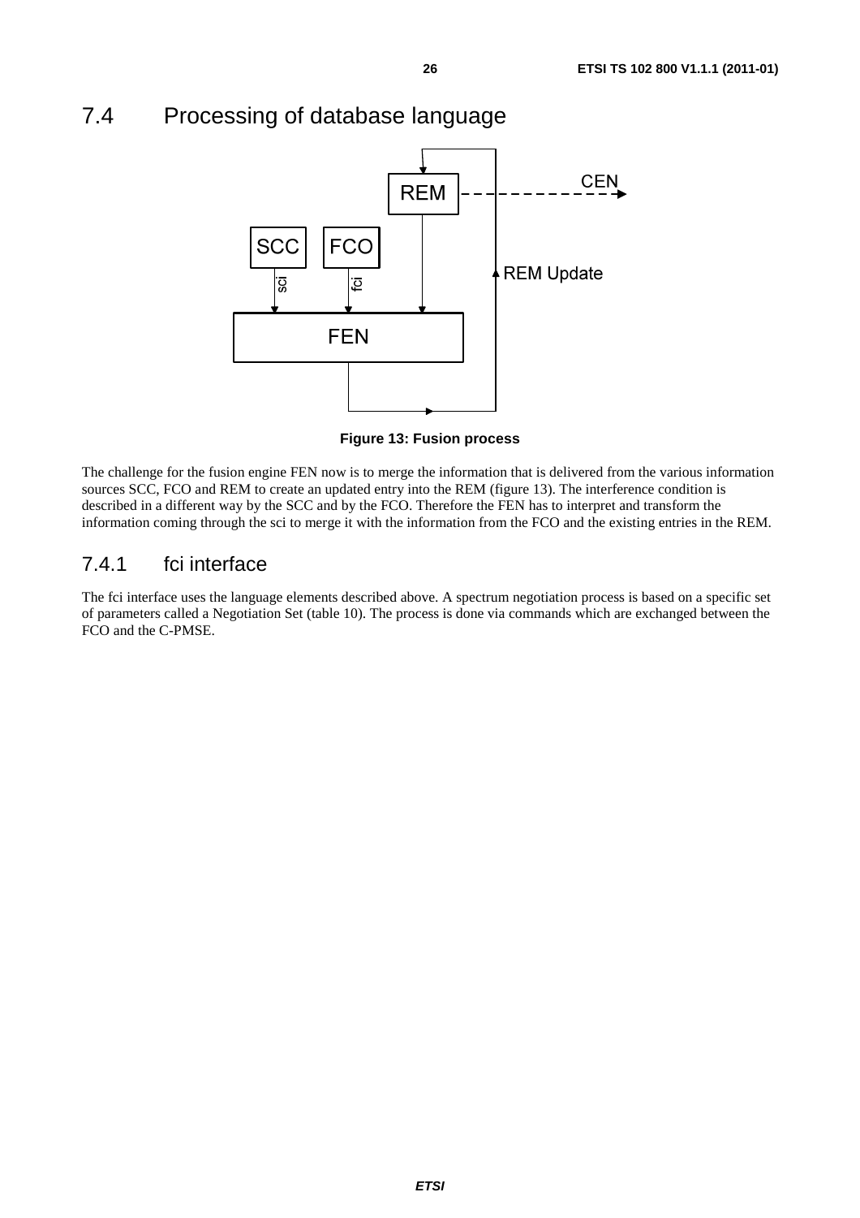## 7.4 Processing of database language

Figure 13: Fusion process

The challenge for the fusion engine FEN now is to merge the information that is delivered from the various information sources SCC, FCO and REM to create an updated entry into the REM (figure 13). The interference condition is described in a different way by the SCC and by the FCO. Therefore the FEN has to interpret and transform the information coming through the sci to merge it with the information from the FCO and the existing entries in the REM.

### 7.4.1 fci interface

The fci interface uses the language elements described above. A spectrum negotiation process is based on a specific set of parameters called a Negotiation Set (table 10). The process is done via commands which are exchanged between the FCO and the C-PMSE.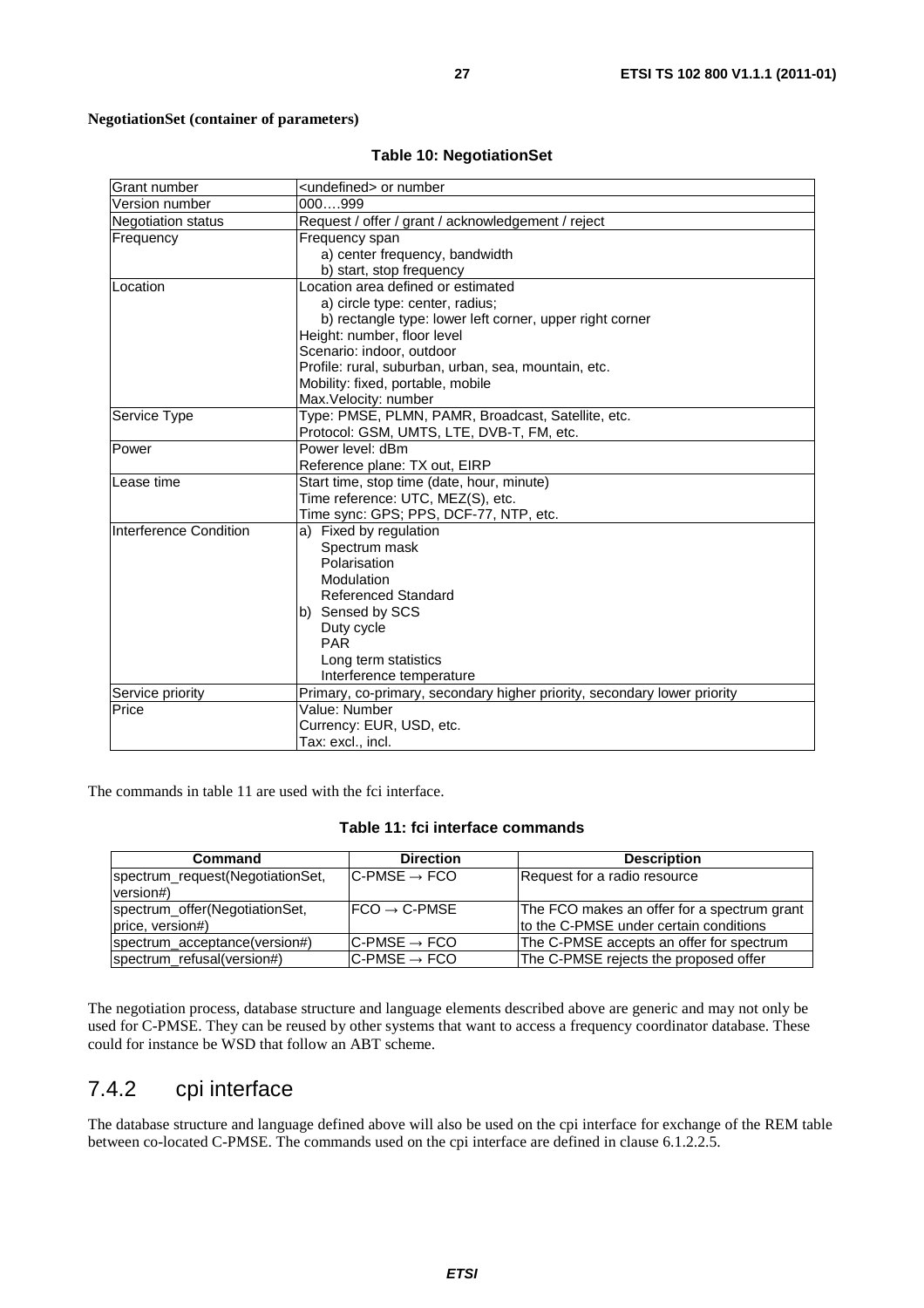**NegotiationSet (container of parameters)**

**Table 10: NegotiationSet**

| | |
|---|---|
| Grant number | <undefined> or number |
| Version number | 000….999 |
| Negotiation status | Request / offer / grant / acknowledgement / reject |
| Frequency | Frequency span<br>a) center frequency, bandwidth<br>b) start, stop frequency |
| Location | Location area defined or estimated<br>a) circle type: center, radius;<br>b) rectangle type: lower left corner, upper right corner<br>Height: number, floor level<br>Scenario: indoor, outdoor<br>Profile: rural, suburban, urban, sea, mountain, etc.<br>Mobility: fixed, portable, mobile<br>Max.Velocity: number |
| Service Type | Type: PMSE, PLMN, PAMR, Broadcast, Satellite, etc.<br>Protocol: GSM, UMTS, LTE, DVB-T, FM, etc. |
| Power | Power level: dBm<br>Reference plane: TX out, EIRP |
| Lease time | Start time, stop time (date, hour, minute)<br>Time reference: UTC, MEZ(S), etc.<br>Time sync: GPS; PPS, DCF-77, NTP, etc. |
| Interference Condition | a) Fixed by regulation<br>Spectrum mask<br>Polarisation<br>Modulation<br>Referenced Standard<br>b) Sensed by SCS<br>Duty cycle<br>PAR<br>Long term statistics<br>Interference temperature |
| Service priority | Primary, co-primary, secondary higher priority, secondary lower priority |
| Price | Value: Number<br>Currency: EUR, USD, etc.<br>Tax: excl., incl. |

The commands in table 11 are used with the fci interface.

**Table 11: fci interface commands**

| Command | Direction | Description |
|---|---|---|
| spectrum_request(NegotiationSet, version#) | C-PMSE → FCO | Request for a radio resource |
| spectrum_offer(NegotiationSet, price, version#) | FCO → C-PMSE | The FCO makes an offer for a spectrum grant to the C-PMSE under certain conditions |
| spectrum_acceptance(version#) | C-PMSE → FCO | The C-PMSE accepts an offer for spectrum |
| spectrum_refusal(version#) | C-PMSE → FCO | The C-PMSE rejects the proposed offer |

The negotiation process, database structure and language elements described above are generic and may not only be used for C-PMSE. They can be reused by other systems that want to access a frequency coordinator database. These could for instance be WSD that follow an ABT scheme.

## 7.4.2 cpi interface

The database structure and language defined above will also be used on the cpi interface for exchange of the REM table between co-located C-PMSE. The commands used on the cpi interface are defined in clause 6.1.2.2.5.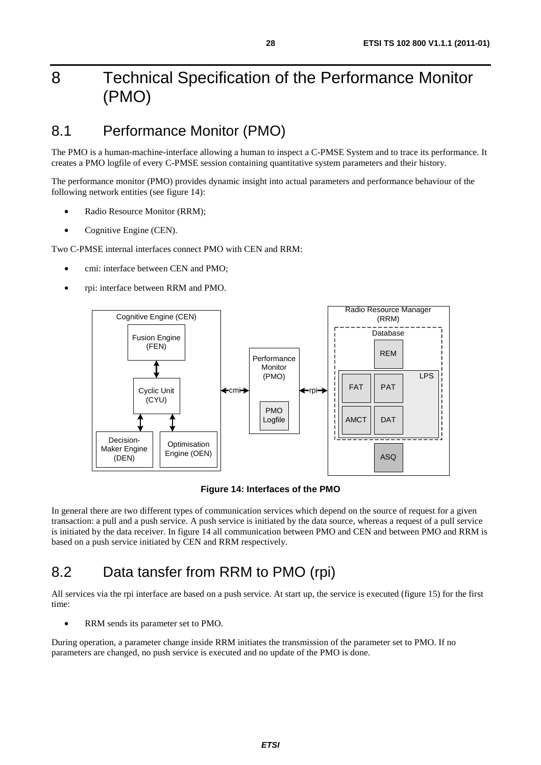# 8 Technical Specification of the Performance Monitor (PMO)

## 8.1 Performance Monitor (PMO)

The PMO is a human-machine-interface allowing a human to inspect a C-PMSE System and to trace its performance. It creates a PMO logfile of every C-PMSE session containing quantitative system parameters and their history.

The performance monitor (PMO) provides dynamic insight into actual parameters and performance behaviour of the following network entities (see figure 14):

- Radio Resource Monitor (RRM);
- Cognitive Engine (CEN).

Two C-PMSE internal interfaces connect PMO with CEN and RRM:

- cmi: interface between CEN and PMO;
- rpi: interface between RRM and PMO.

**Figure 14: Interfaces of the PMO**

In general there are two different types of communication services which depend on the source of request for a given transaction: a pull and a push service. A push service is initiated by the data source, whereas a request of a pull service is initiated by the data receiver. In figure 14 all communication between PMO and CEN and between PMO and RRM is based on a push service initiated by CEN and RRM respectively.

## 8.2 Data tansfer from RRM to PMO (rpi)

All services via the rpi interface are based on a push service. At start up, the service is executed (figure 15) for the first time:

- RRM sends its parameter set to PMO.

During operation, a parameter change inside RRM initiates the transmission of the parameter set to PMO. If no parameters are changed, no push service is executed and no update of the PMO is done.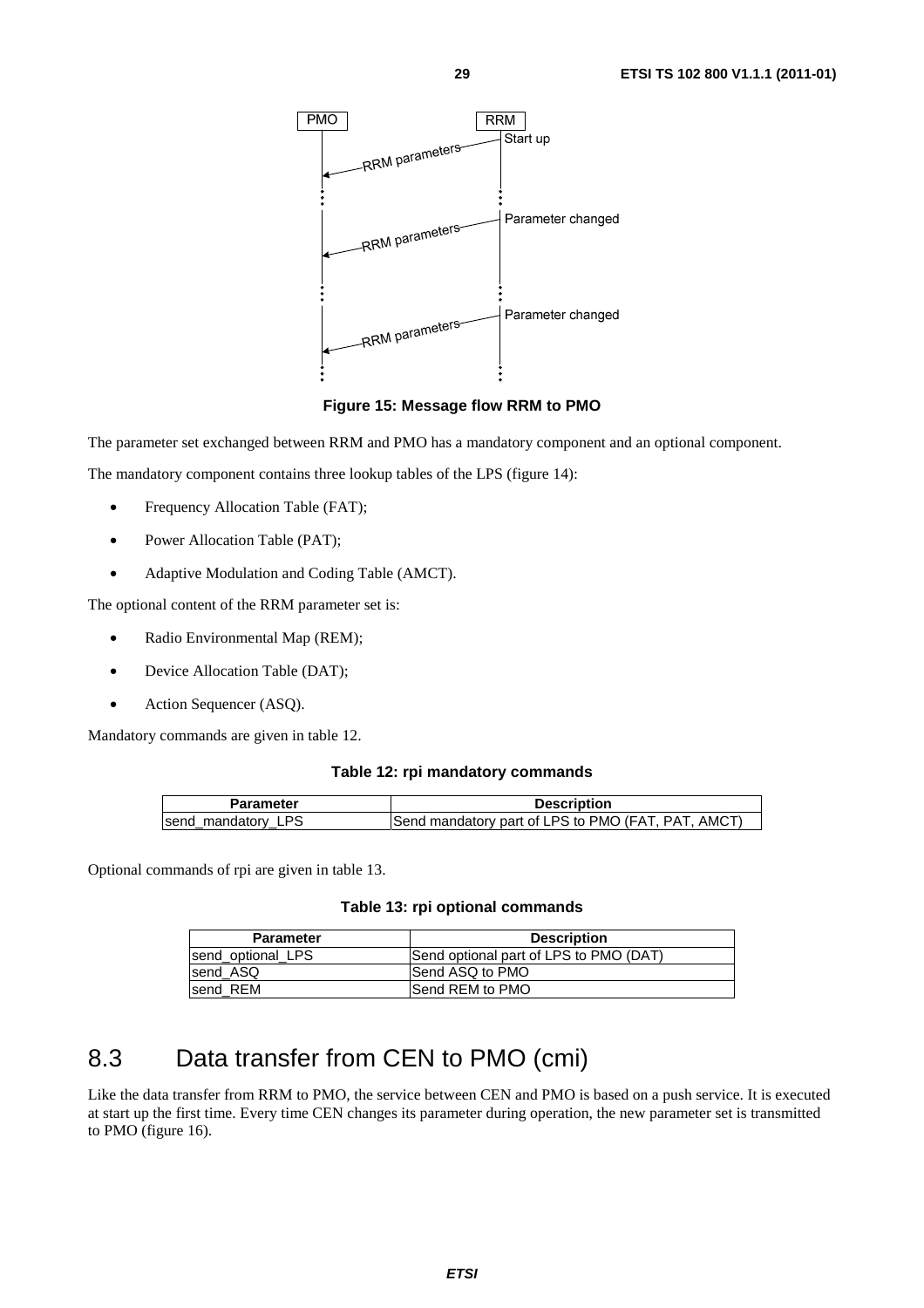Figure 15: Message flow RRM to PMO

The parameter set exchanged between RRM and PMO has a mandatory component and an optional component.

The mandatory component contains three lookup tables of the LPS (figure 14):

- Frequency Allocation Table (FAT);
- Power Allocation Table (PAT);
- Adaptive Modulation and Coding Table (AMCT).

The optional content of the RRM parameter set is:

- Radio Environmental Map (REM);
- Device Allocation Table (DAT);
- Action Sequencer (ASQ).

Mandatory commands are given in table 12.

**Table 12: rpi mandatory commands**

| Parameter | Description |
|---|---|
| send_mandatory_LPS | Send mandatory part of LPS to PMO (FAT, PAT, AMCT) |

Optional commands of rpi are given in table 13.

**Table 13: rpi optional commands**

| Parameter | Description |
|---|---|
| send_optional_LPS | Send optional part of LPS to PMO (DAT) |
| send_ASQ | Send ASQ to PMO |
| send_REM | Send REM to PMO |

## 8.3 Data transfer from CEN to PMO (cmi)

Like the data transfer from RRM to PMO, the service between CEN and PMO is based on a push service. It is executed at start up the first time. Every time CEN changes its parameter during operation, the new parameter set is transmitted to PMO (figure 16).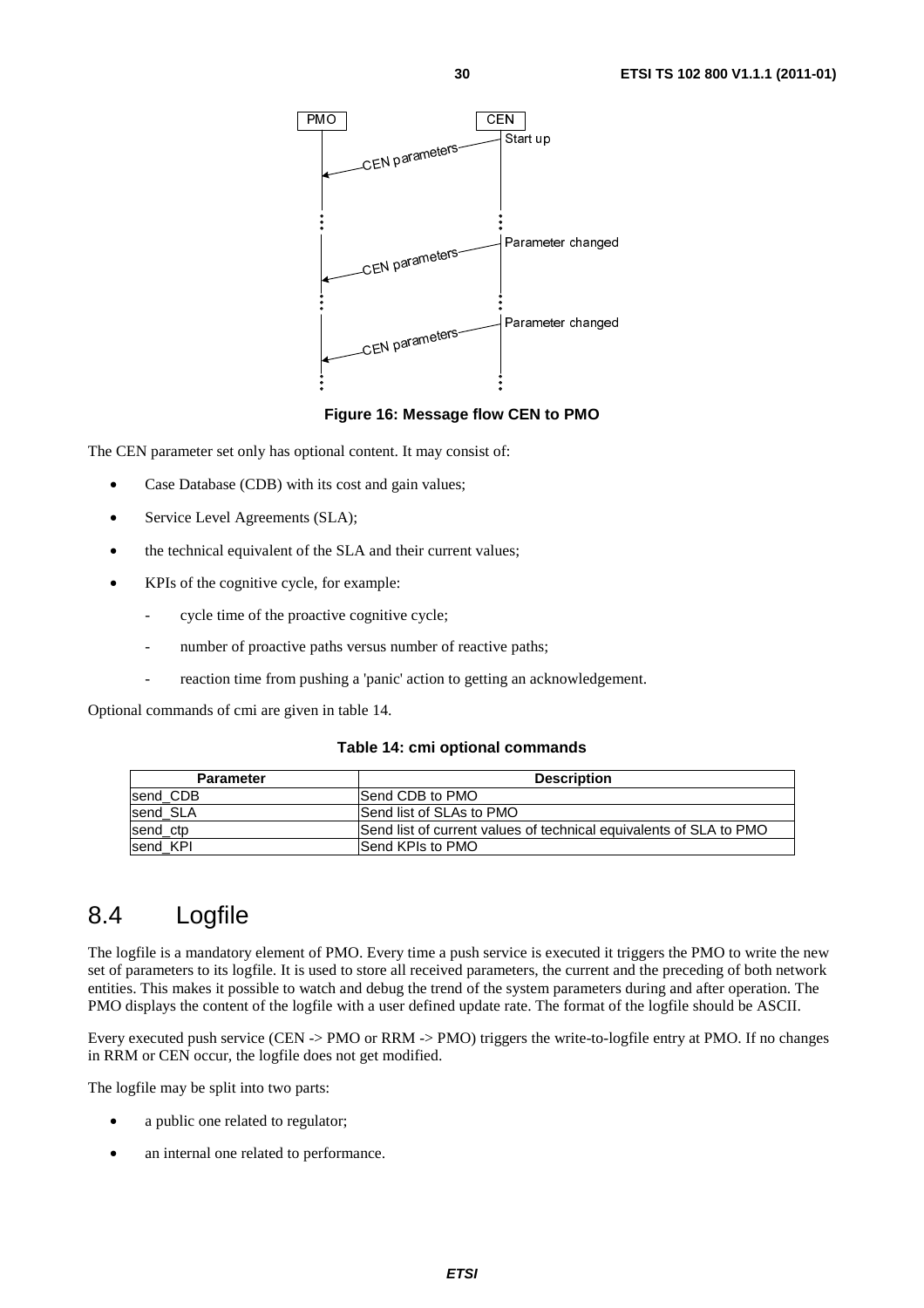Figure 16: Message flow CEN to PMO

The CEN parameter set only has optional content. It may consist of:

- Case Database (CDB) with its cost and gain values;
- Service Level Agreements (SLA);
- the technical equivalent of the SLA and their current values;
- KPIs of the cognitive cycle, for example:
    - cycle time of the proactive cognitive cycle;
    - number of proactive paths versus number of reactive paths;
    - reaction time from pushing a 'panic' action to getting an acknowledgement.

Optional commands of cmi are given in table 14.

**Table 14: cmi optional commands**

| Parameter | Description |
|---|---|
| send_CDB | Send CDB to PMO |
| send_SLA | Send list of SLAs to PMO |
| send_ctp | Send list of current values of technical equivalents of SLA to PMO |
| send_KPI | Send KPIs to PMO |

## 8.4 Logfile

The logfile is a mandatory element of PMO. Every time a push service is executed it triggers the PMO to write the new set of parameters to its logfile. It is used to store all received parameters, the current and the preceding of both network entities. This makes it possible to watch and debug the trend of the system parameters during and after operation. The PMO displays the content of the logfile with a user defined update rate. The format of the logfile should be ASCII.

Every executed push service (CEN -> PMO or RRM -> PMO) triggers the write-to-logfile entry at PMO. If no changes in RRM or CEN occur, the logfile does not get modified.

The logfile may be split into two parts:

- a public one related to regulator;
- an internal one related to performance.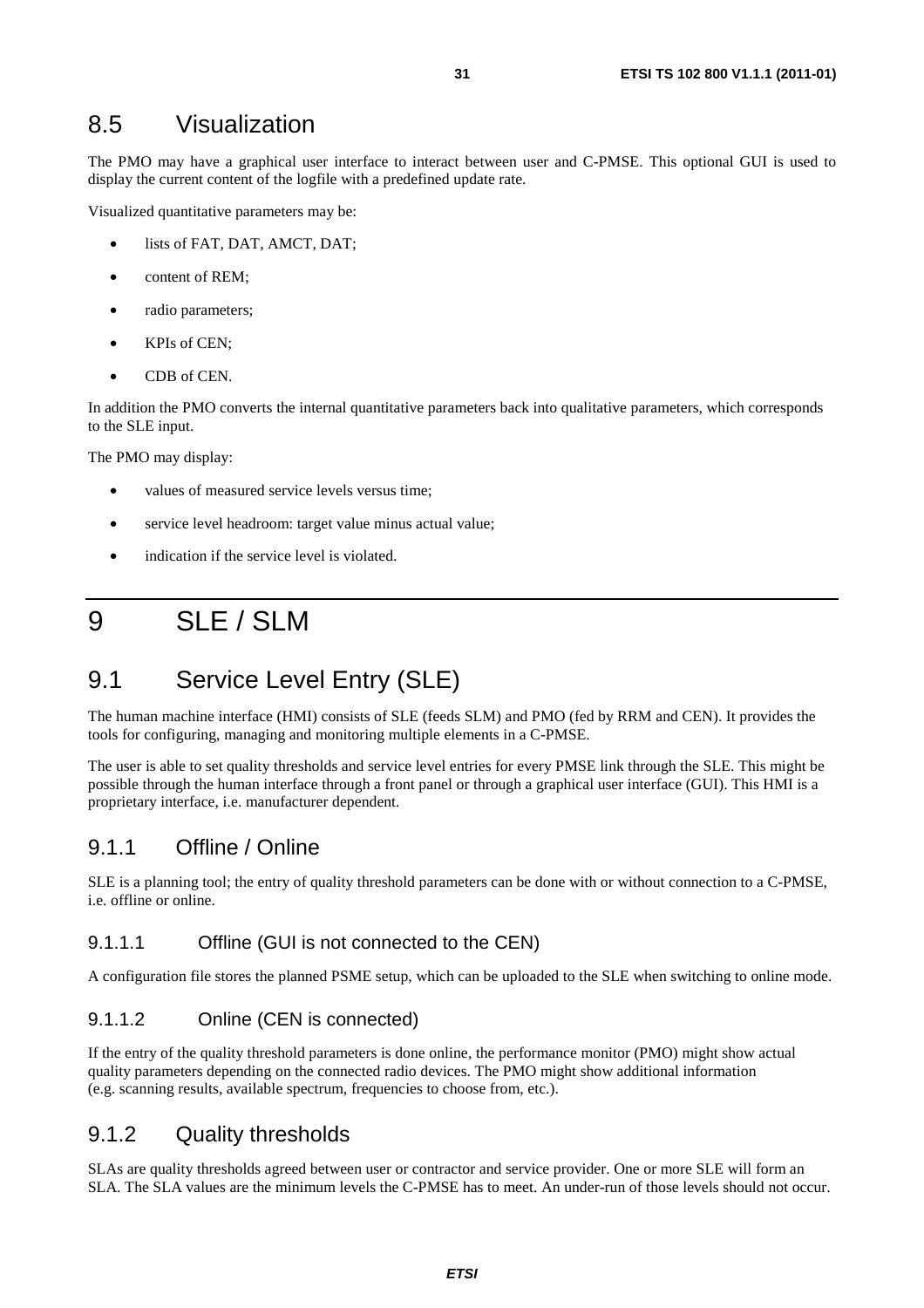## 8.5 Visualization

The PMO may have a graphical user interface to interact between user and C-PMSE. This optional GUI is used to display the current content of the logfile with a predefined update rate.

Visualized quantitative parameters may be:

- lists of FAT, DAT, AMCT, DAT;
- content of REM;
- radio parameters;
- KPIs of CEN;
- CDB of CEN.

In addition the PMO converts the internal quantitative parameters back into qualitative parameters, which corresponds to the SLE input.

The PMO may display:

- values of measured service levels versus time;
- service level headroom: target value minus actual value;
- indication if the service level is violated.

# 9 SLE / SLM

## 9.1 Service Level Entry (SLE)

The human machine interface (HMI) consists of SLE (feeds SLM) and PMO (fed by RRM and CEN). It provides the tools for configuring, managing and monitoring multiple elements in a C-PMSE.

The user is able to set quality thresholds and service level entries for every PMSE link through the SLE. This might be possible through the human interface through a front panel or through a graphical user interface (GUI). This HMI is a proprietary interface, i.e. manufacturer dependent.

### 9.1.1 Offline / Online

SLE is a planning tool; the entry of quality threshold parameters can be done with or without connection to a C-PMSE, i.e. offline or online.

#### 9.1.1.1 Offline (GUI is not connected to the CEN)

A configuration file stores the planned PSME setup, which can be uploaded to the SLE when switching to online mode.

#### 9.1.1.2 Online (CEN is connected)

If the entry of the quality threshold parameters is done online, the performance monitor (PMO) might show actual quality parameters depending on the connected radio devices. The PMO might show additional information (e.g. scanning results, available spectrum, frequencies to choose from, etc.).

### 9.1.2 Quality thresholds

SLAs are quality thresholds agreed between user or contractor and service provider. One or more SLE will form an SLA. The SLA values are the minimum levels the C-PMSE has to meet. An under-run of those levels should not occur.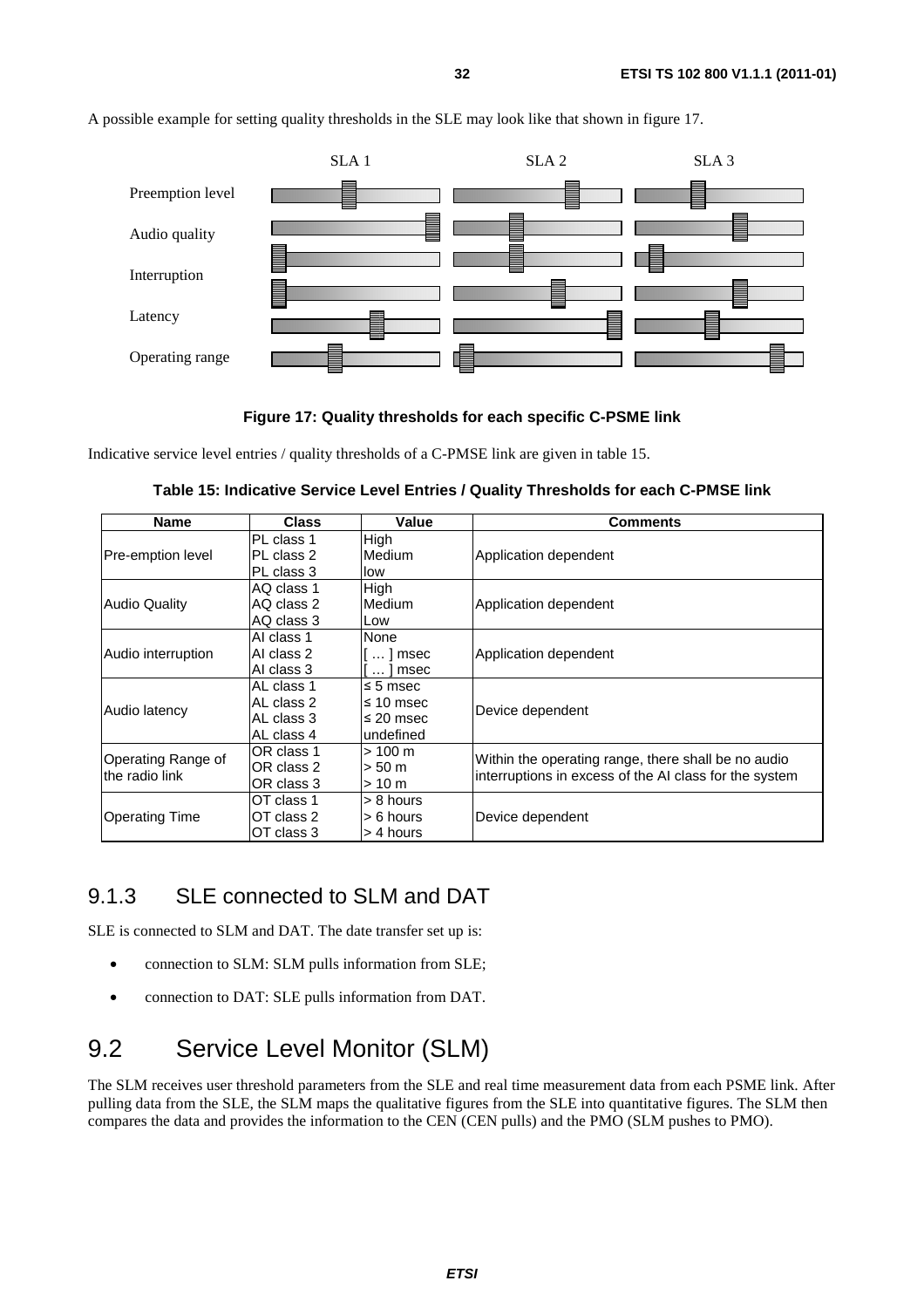A possible example for setting quality thresholds in the SLE may look like that shown in figure 17.

**Figure 17: Quality thresholds for each specific C-PSME link**

Indicative service level entries / quality thresholds of a C-PMSE link are given in table 15.

**Table 15: Indicative Service Level Entries / Quality Thresholds for each C-PMSE link**

| Name | Class | Value | Comments |
|---|---|---|---|
| Pre-emption level | PL class 1<br>PL class 2<br>PL class 3 | High<br>Medium<br>low | Application dependent |
| Audio Quality | AQ class 1<br>AQ class 2<br>AQ class 3 | High<br>Medium<br>Low | Application dependent |
| Audio interruption | AI class 1<br>AI class 2<br>AI class 3 | None<br>[ … ] msec<br>[ … ] msec | Application dependent |
| Audio latency | AL class 1<br>AL class 2<br>AL class 3<br>AL class 4 | ≤ 5 msec<br>≤ 10 msec<br>≤ 20 msec<br>undefined | Device dependent |
| Operating Range of the radio link | OR class 1<br>OR class 2<br>OR class 3 | > 100 m<br>> 50 m<br>> 10 m | Within the operating range, there shall be no audio interruptions in excess of the AI class for the system |
| Operating Time | OT class 1<br>OT class 2<br>OT class 3 | > 8 hours<br>> 6 hours<br>> 4 hours | Device dependent |

### 9.1.3 SLE connected to SLM and DAT

SLE is connected to SLM and DAT. The date transfer set up is:

- connection to SLM: SLM pulls information from SLE;
- connection to DAT: SLE pulls information from DAT.

## 9.2 Service Level Monitor (SLM)

The SLM receives user threshold parameters from the SLE and real time measurement data from each PSME link. After pulling data from the SLE, the SLM maps the qualitative figures from the SLE into quantitative figures. The SLM then compares the data and provides the information to the CEN (CEN pulls) and the PMO (SLM pushes to PMO).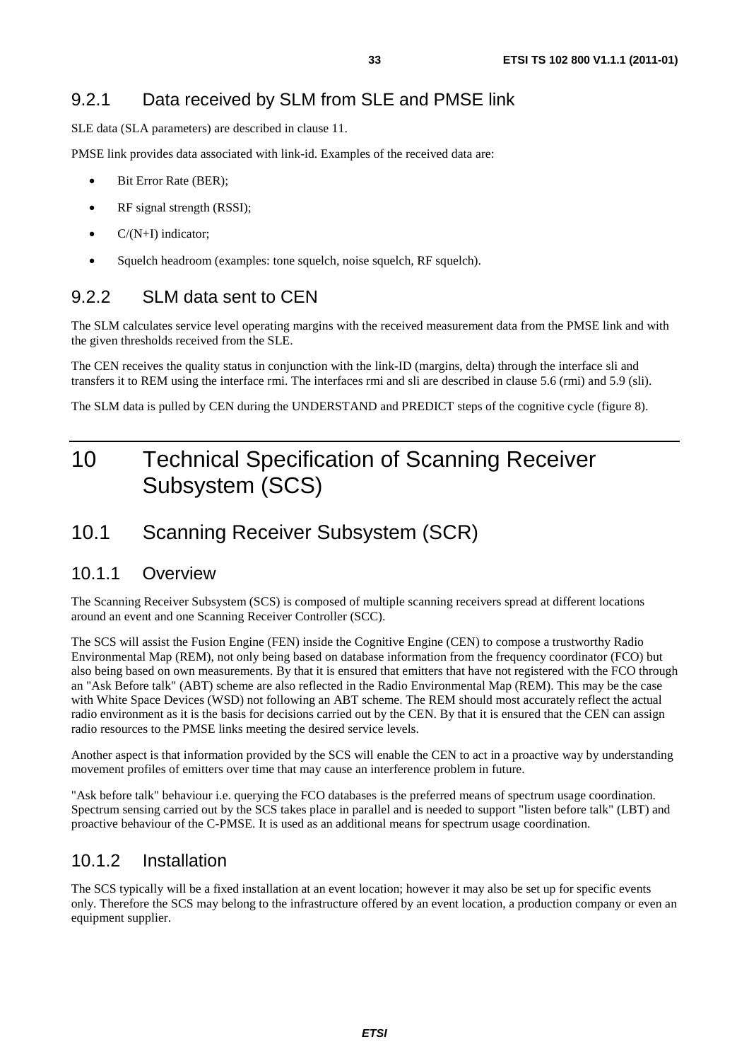### 9.2.1 Data received by SLM from SLE and PMSE link

SLE data (SLA parameters) are described in clause 11.

PMSE link provides data associated with link-id. Examples of the received data are:

- Bit Error Rate (BER);
- RF signal strength (RSSI);
- C/(N+I) indicator;
- Squelch headroom (examples: tone squelch, noise squelch, RF squelch).

### 9.2.2 SLM data sent to CEN

The SLM calculates service level operating margins with the received measurement data from the PMSE link and with the given thresholds received from the SLE.

The CEN receives the quality status in conjunction with the link-ID (margins, delta) through the interface sli and transfers it to REM using the interface rmi. The interfaces rmi and sli are described in clause 5.6 (rmi) and 5.9 (sli).

The SLM data is pulled by CEN during the UNDERSTAND and PREDICT steps of the cognitive cycle (figure 8).

# 10 Technical Specification of Scanning Receiver Subsystem (SCS)

## 10.1 Scanning Receiver Subsystem (SCR)

### 10.1.1 Overview

The Scanning Receiver Subsystem (SCS) is composed of multiple scanning receivers spread at different locations around an event and one Scanning Receiver Controller (SCC).

The SCS will assist the Fusion Engine (FEN) inside the Cognitive Engine (CEN) to compose a trustworthy Radio Environmental Map (REM), not only being based on database information from the frequency coordinator (FCO) but also being based on own measurements. By that it is ensured that emitters that have not registered with the FCO through an "Ask Before talk" (ABT) scheme are also reflected in the Radio Environmental Map (REM). This may be the case with White Space Devices (WSD) not following an ABT scheme. The REM should most accurately reflect the actual radio environment as it is the basis for decisions carried out by the CEN. By that it is ensured that the CEN can assign radio resources to the PMSE links meeting the desired service levels.

Another aspect is that information provided by the SCS will enable the CEN to act in a proactive way by understanding movement profiles of emitters over time that may cause an interference problem in future.

"Ask before talk" behaviour i.e. querying the FCO databases is the preferred means of spectrum usage coordination. Spectrum sensing carried out by the SCS takes place in parallel and is needed to support "listen before talk" (LBT) and proactive behaviour of the C-PMSE. It is used as an additional means for spectrum usage coordination.

### 10.1.2 Installation

The SCS typically will be a fixed installation at an event location; however it may also be set up for specific events only. Therefore the SCS may belong to the infrastructure offered by an event location, a production company or even an equipment supplier.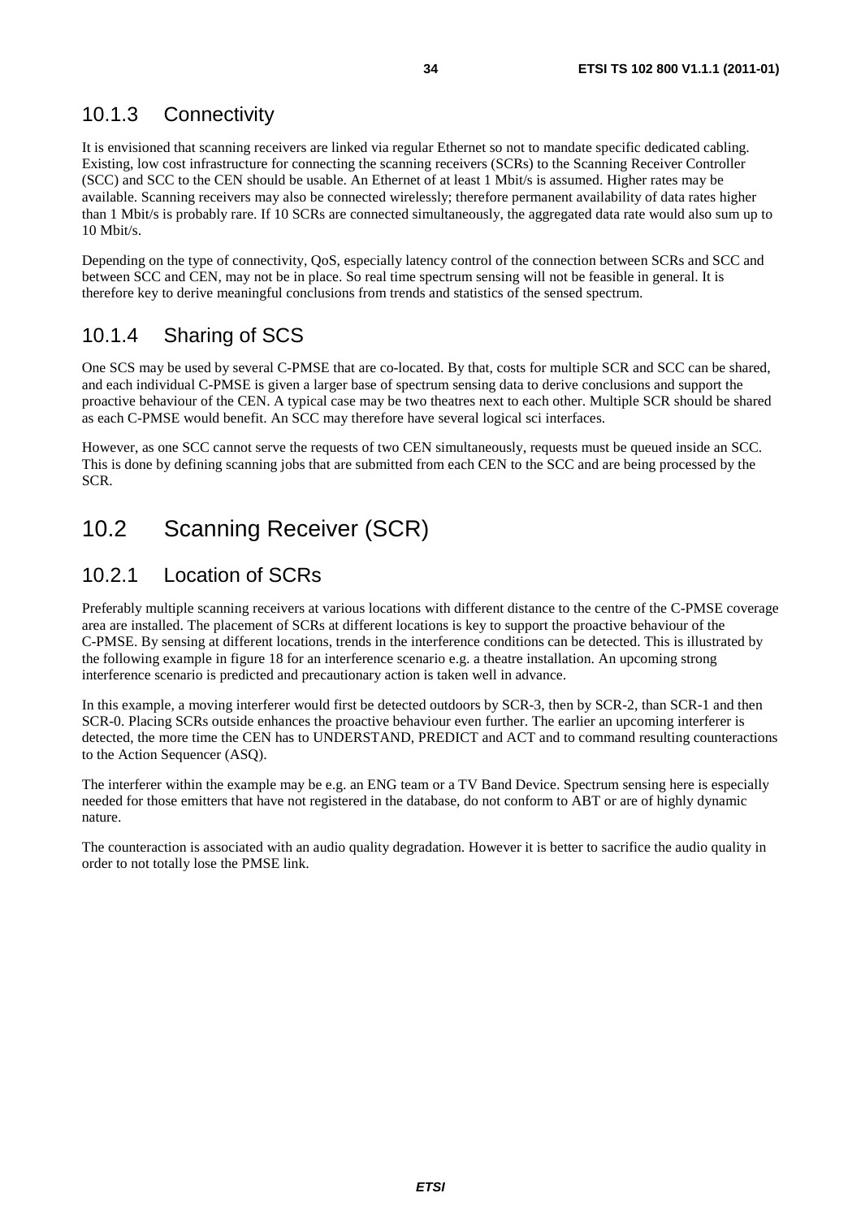### 10.1.3 Connectivity

It is envisioned that scanning receivers are linked via regular Ethernet so not to mandate specific dedicated cabling. Existing, low cost infrastructure for connecting the scanning receivers (SCRs) to the Scanning Receiver Controller (SCC) and SCC to the CEN should be usable. An Ethernet of at least 1 Mbit/s is assumed. Higher rates may be available. Scanning receivers may also be connected wirelessly; therefore permanent availability of data rates higher than 1 Mbit/s is probably rare. If 10 SCRs are connected simultaneously, the aggregated data rate would also sum up to 10 Mbit/s.

Depending on the type of connectivity, QoS, especially latency control of the connection between SCRs and SCC and between SCC and CEN, may not be in place. So real time spectrum sensing will not be feasible in general. It is therefore key to derive meaningful conclusions from trends and statistics of the sensed spectrum.

### 10.1.4 Sharing of SCS

One SCS may be used by several C-PMSE that are co-located. By that, costs for multiple SCR and SCC can be shared, and each individual C-PMSE is given a larger base of spectrum sensing data to derive conclusions and support the proactive behaviour of the CEN. A typical case may be two theatres next to each other. Multiple SCR should be shared as each C-PMSE would benefit. An SCC may therefore have several logical sci interfaces.

However, as one SCC cannot serve the requests of two CEN simultaneously, requests must be queued inside an SCC. This is done by defining scanning jobs that are submitted from each CEN to the SCC and are being processed by the SCR.

## 10.2 Scanning Receiver (SCR)

### 10.2.1 Location of SCRs

Preferably multiple scanning receivers at various locations with different distance to the centre of the C-PMSE coverage area are installed. The placement of SCRs at different locations is key to support the proactive behaviour of the C-PMSE. By sensing at different locations, trends in the interference conditions can be detected. This is illustrated by the following example in figure 18 for an interference scenario e.g. a theatre installation. An upcoming strong interference scenario is predicted and precautionary action is taken well in advance.

In this example, a moving interferer would first be detected outdoors by SCR-3, then by SCR-2, than SCR-1 and then SCR-0. Placing SCRs outside enhances the proactive behaviour even further. The earlier an upcoming interferer is detected, the more time the CEN has to UNDERSTAND, PREDICT and ACT and to command resulting counteractions to the Action Sequencer (ASQ).

The interferer within the example may be e.g. an ENG team or a TV Band Device. Spectrum sensing here is especially needed for those emitters that have not registered in the database, do not conform to ABT or are of highly dynamic nature.

The counteraction is associated with an audio quality degradation. However it is better to sacrifice the audio quality in order to not totally lose the PMSE link.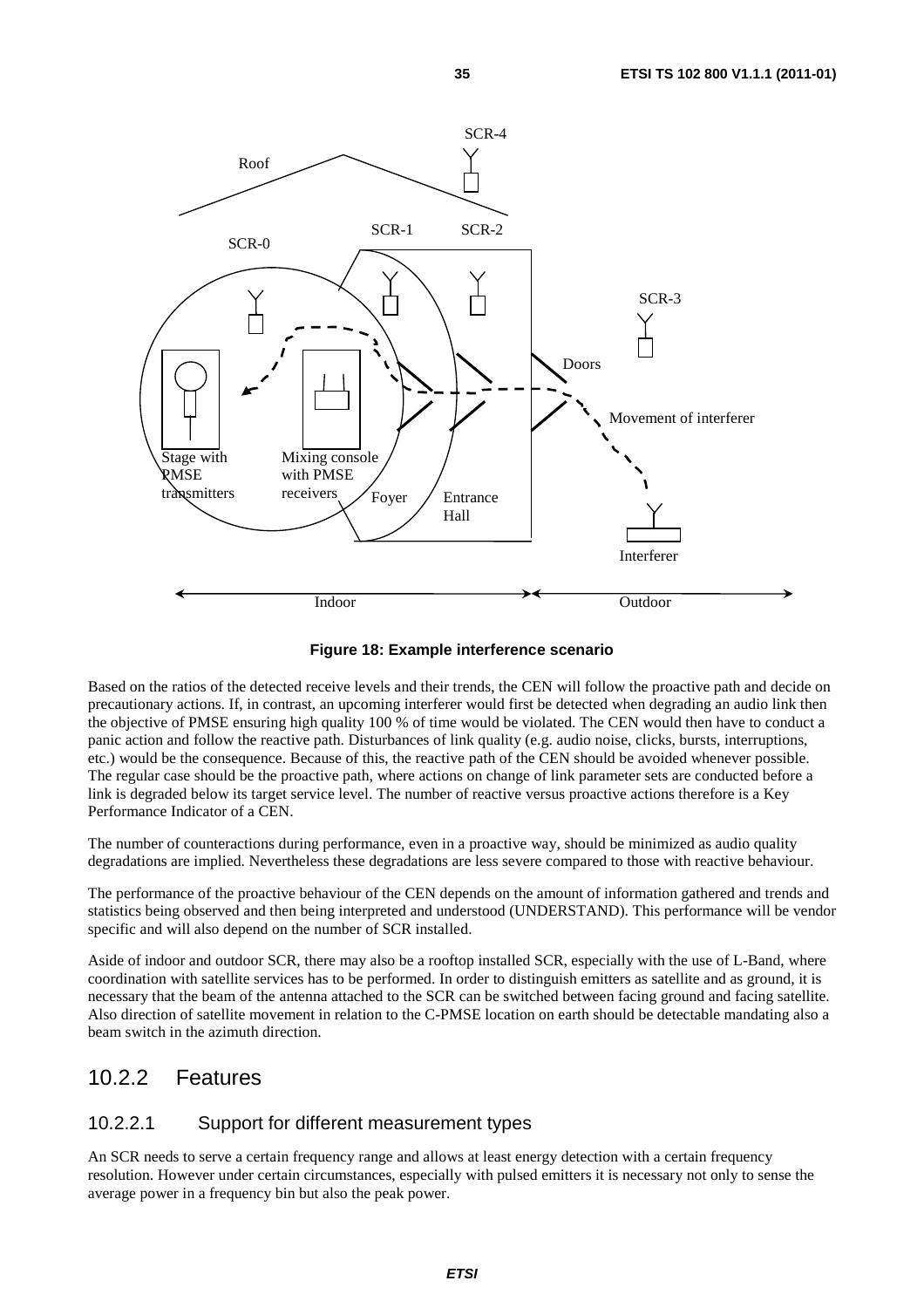Figure 18: Example interference scenario

Based on the ratios of the detected receive levels and their trends, the CEN will follow the proactive path and decide on precautionary actions. If, in contrast, an upcoming interferer would first be detected when degrading an audio link then the objective of PMSE ensuring high quality 100 % of time would be violated. The CEN would then have to conduct a panic action and follow the reactive path. Disturbances of link quality (e.g. audio noise, clicks, bursts, interruptions, etc.) would be the consequence. Because of this, the reactive path of the CEN should be avoided whenever possible. The regular case should be the proactive path, where actions on change of link parameter sets are conducted before a link is degraded below its target service level. The number of reactive versus proactive actions therefore is a Key Performance Indicator of a CEN.

The number of counteractions during performance, even in a proactive way, should be minimized as audio quality degradations are implied. Nevertheless these degradations are less severe compared to those with reactive behaviour.

The performance of the proactive behaviour of the CEN depends on the amount of information gathered and trends and statistics being observed and then being interpreted and understood (UNDERSTAND). This performance will be vendor specific and will also depend on the number of SCR installed.

Aside of indoor and outdoor SCR, there may also be a rooftop installed SCR, especially with the use of L-Band, where coordination with satellite services has to be performed. In order to distinguish emitters as satellite and as ground, it is necessary that the beam of the antenna attached to the SCR can be switched between facing ground and facing satellite. Also direction of satellite movement in relation to the C-PMSE location on earth should be detectable mandating also a beam switch in the azimuth direction.

## 10.2.2 Features

### 10.2.2.1 Support for different measurement types

An SCR needs to serve a certain frequency range and allows at least energy detection with a certain frequency resolution. However under certain circumstances, especially with pulsed emitters it is necessary not only to sense the average power in a frequency bin but also the peak power.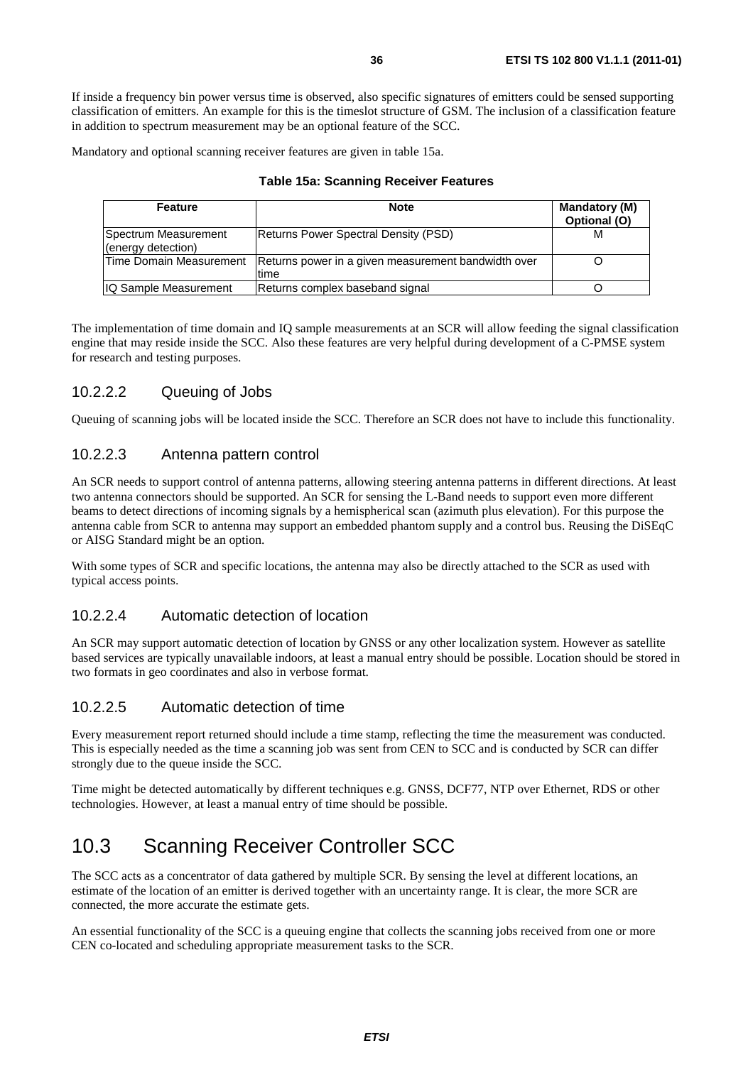If inside a frequency bin power versus time is observed, also specific signatures of emitters could be sensed supporting classification of emitters. An example for this is the timeslot structure of GSM. The inclusion of a classification feature in addition to spectrum measurement may be an optional feature of the SCC.

Mandatory and optional scanning receiver features are given in table 15a.

**Table 15a: Scanning Receiver Features**

| Feature | Note | Mandatory (M) Optional (O) |
|---|---|---|
| Spectrum Measurement (energy detection) | Returns Power Spectral Density (PSD) | M |
| Time Domain Measurement | Returns power in a given measurement bandwidth over time | O |
| IQ Sample Measurement | Returns complex baseband signal | O |

The implementation of time domain and IQ sample measurements at an SCR will allow feeding the signal classification engine that may reside inside the SCC. Also these features are very helpful during development of a C-PMSE system for research and testing purposes.

#### 10.2.2.2 Queuing of Jobs

Queuing of scanning jobs will be located inside the SCC. Therefore an SCR does not have to include this functionality.

#### 10.2.2.3 Antenna pattern control

An SCR needs to support control of antenna patterns, allowing steering antenna patterns in different directions. At least two antenna connectors should be supported. An SCR for sensing the L-Band needs to support even more different beams to detect directions of incoming signals by a hemispherical scan (azimuth plus elevation). For this purpose the antenna cable from SCR to antenna may support an embedded phantom supply and a control bus. Reusing the DiSEqC or AISG Standard might be an option.

With some types of SCR and specific locations, the antenna may also be directly attached to the SCR as used with typical access points.

#### 10.2.2.4 Automatic detection of location

An SCR may support automatic detection of location by GNSS or any other localization system. However as satellite based services are typically unavailable indoors, at least a manual entry should be possible. Location should be stored in two formats in geo coordinates and also in verbose format.

#### 10.2.2.5 Automatic detection of time

Every measurement report returned should include a time stamp, reflecting the time the measurement was conducted. This is especially needed as the time a scanning job was sent from CEN to SCC and is conducted by SCR can differ strongly due to the queue inside the SCC.

Time might be detected automatically by different techniques e.g. GNSS, DCF77, NTP over Ethernet, RDS or other technologies. However, at least a manual entry of time should be possible.

## 10.3 Scanning Receiver Controller SCC

The SCC acts as a concentrator of data gathered by multiple SCR. By sensing the level at different locations, an estimate of the location of an emitter is derived together with an uncertainty range. It is clear, the more SCR are connected, the more accurate the estimate gets.

An essential functionality of the SCC is a queuing engine that collects the scanning jobs received from one or more CEN co-located and scheduling appropriate measurement tasks to the SCR.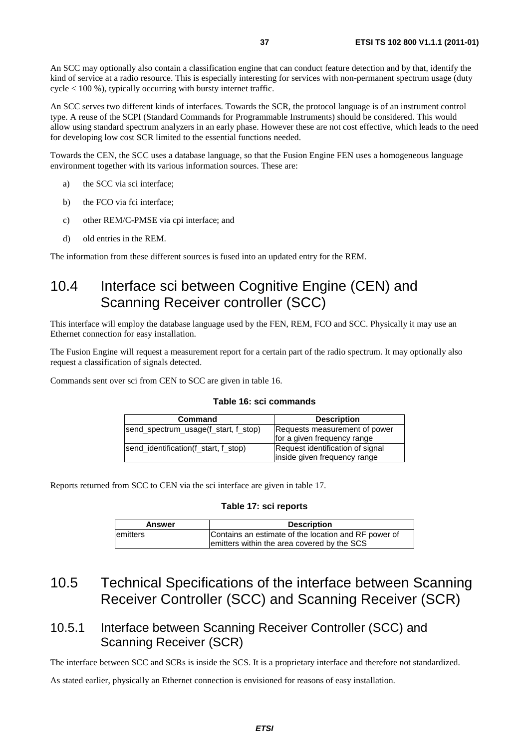An SCC may optionally also contain a classification engine that can conduct feature detection and by that, identify the kind of service at a radio resource. This is especially interesting for services with non-permanent spectrum usage (duty cycle < 100 %), typically occurring with bursty internet traffic.

An SCC serves two different kinds of interfaces. Towards the SCR, the protocol language is of an instrument control type. A reuse of the SCPI (Standard Commands for Programmable Instruments) should be considered. This would allow using standard spectrum analyzers in an early phase. However these are not cost effective, which leads to the need for developing low cost SCR limited to the essential functions needed.

Towards the CEN, the SCC uses a database language, so that the Fusion Engine FEN uses a homogeneous language environment together with its various information sources. These are:

a) the SCC via sci interface;

b) the FCO via fci interface;

c) other REM/C-PMSE via cpi interface; and

d) old entries in the REM.

The information from these different sources is fused into an updated entry for the REM.

## 10.4 Interface sci between Cognitive Engine (CEN) and Scanning Receiver controller (SCC)

This interface will employ the database language used by the FEN, REM, FCO and SCC. Physically it may use an Ethernet connection for easy installation.

The Fusion Engine will request a measurement report for a certain part of the radio spectrum. It may optionally also request a classification of signals detected.

Commands sent over sci from CEN to SCC are given in table 16.

**Table 16: sci commands**

| Command | Description |
|---|---|
| send_spectrum_usage(f_start, f_stop) | Requests measurement of power for a given frequency range |
| send_identification(f_start, f_stop) | Request identification of signal inside given frequency range |

Reports returned from SCC to CEN via the sci interface are given in table 17.

**Table 17: sci reports**

| Answer | Description |
|---|---|
| emitters | Contains an estimate of the location and RF power of emitters within the area covered by the SCS |

## 10.5 Technical Specifications of the interface between Scanning Receiver Controller (SCC) and Scanning Receiver (SCR)

### 10.5.1 Interface between Scanning Receiver Controller (SCC) and Scanning Receiver (SCR)

The interface between SCC and SCRs is inside the SCS. It is a proprietary interface and therefore not standardized.

As stated earlier, physically an Ethernet connection is envisioned for reasons of easy installation.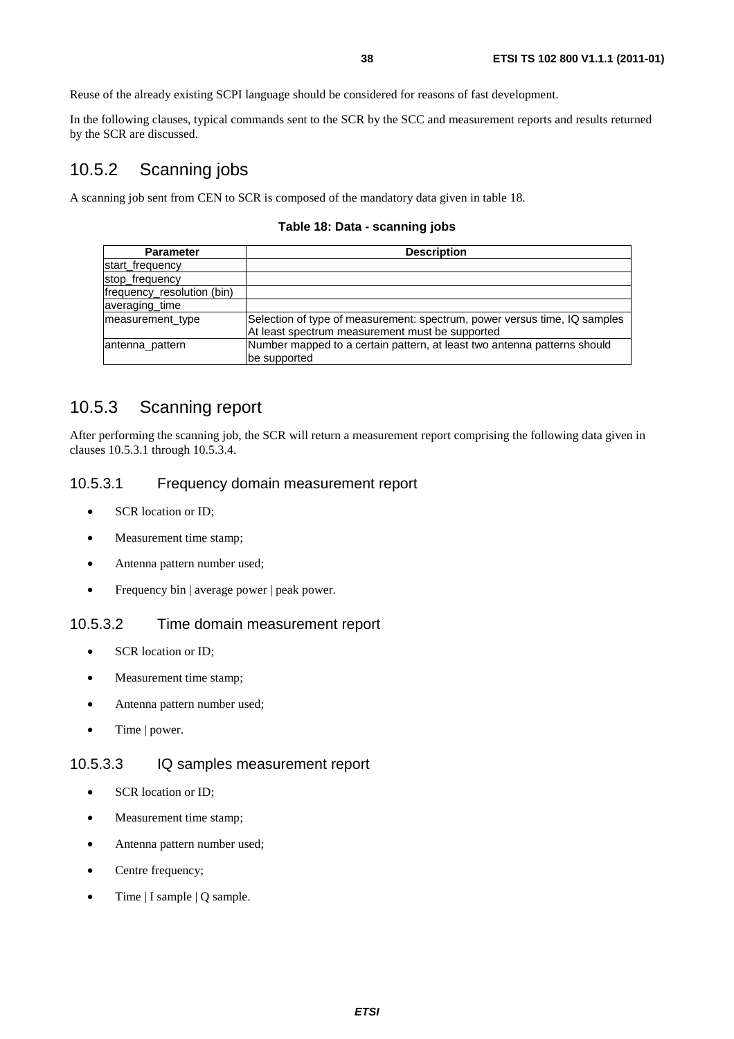Reuse of the already existing SCPI language should be considered for reasons of fast development.

In the following clauses, typical commands sent to the SCR by the SCC and measurement reports and results returned by the SCR are discussed.

## 10.5.2 Scanning jobs

A scanning job sent from CEN to SCR is composed of the mandatory data given in table 18.

**Table 18: Data - scanning jobs**

| Parameter | Description |
|---|---|
| start_frequency | |
| stop_frequency | |
| frequency_resolution (bin) | |
| averaging_time | |
| measurement_type | Selection of type of measurement: spectrum, power versus time, IQ samples At least spectrum measurement must be supported |
| antenna_pattern | Number mapped to a certain pattern, at least two antenna patterns should be supported |

## 10.5.3 Scanning report

After performing the scanning job, the SCR will return a measurement report comprising the following data given in clauses 10.5.3.1 through 10.5.3.4.

### 10.5.3.1 Frequency domain measurement report

- SCR location or ID;
- Measurement time stamp;
- Antenna pattern number used;
- Frequency bin | average power | peak power.

### 10.5.3.2 Time domain measurement report

- SCR location or ID;
- Measurement time stamp;
- Antenna pattern number used;
- Time | power.

### 10.5.3.3 IQ samples measurement report

- SCR location or ID;
- Measurement time stamp;
- Antenna pattern number used;
- Centre frequency;
- Time | I sample | Q sample.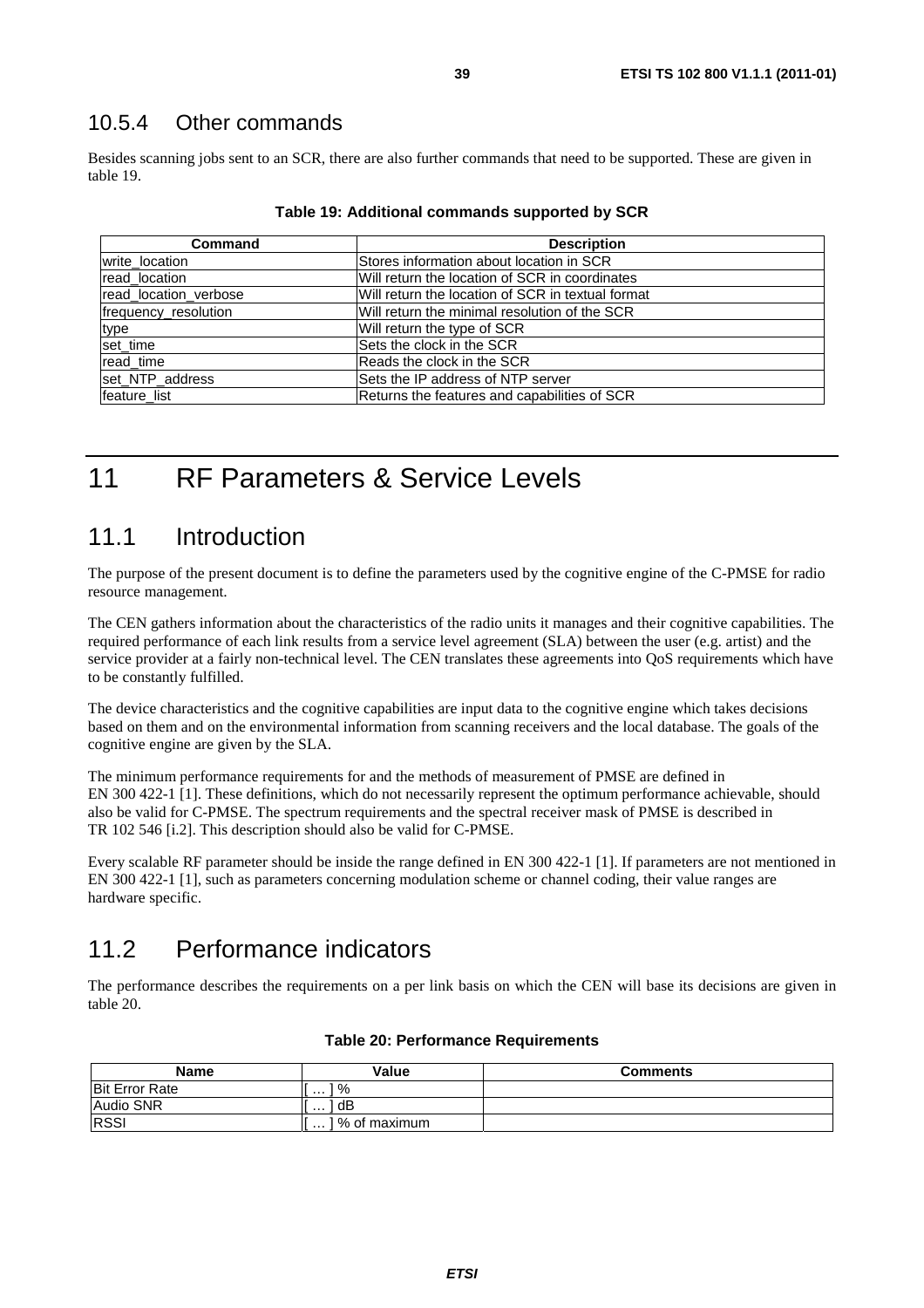### 10.5.4 Other commands

Besides scanning jobs sent to an SCR, there are also further commands that need to be supported. These are given in table 19.

**Table 19: Additional commands supported by SCR**

| Command | Description |
| --- | --- |
| write_location | Stores information about location in SCR |
| read_location | Will return the location of SCR in coordinates |
| read_location_verbose | Will return the location of SCR in textual format |
| frequency_resolution | Will return the minimal resolution of the SCR |
| type | Will return the type of SCR |
| set_time | Sets the clock in the SCR |
| read_time | Reads the clock in the SCR |
| set_NTP_address | Sets the IP address of NTP server |
| feature_list | Returns the features and capabilities of SCR |

# 11 RF Parameters & Service Levels

## 11.1 Introduction

The purpose of the present document is to define the parameters used by the cognitive engine of the C-PMSE for radio resource management.

The CEN gathers information about the characteristics of the radio units it manages and their cognitive capabilities. The required performance of each link results from a service level agreement (SLA) between the user (e.g. artist) and the service provider at a fairly non-technical level. The CEN translates these agreements into QoS requirements which have to be constantly fulfilled.

The device characteristics and the cognitive capabilities are input data to the cognitive engine which takes decisions based on them and on the environmental information from scanning receivers and the local database. The goals of the cognitive engine are given by the SLA.

The minimum performance requirements for and the methods of measurement of PMSE are defined in EN 300 422-1 [1]. These definitions, which do not necessarily represent the optimum performance achievable, should also be valid for C-PMSE. The spectrum requirements and the spectral receiver mask of PMSE is described in TR 102 546 [i.2]. This description should also be valid for C-PMSE.

Every scalable RF parameter should be inside the range defined in EN 300 422-1 [1]. If parameters are not mentioned in EN 300 422-1 [1], such as parameters concerning modulation scheme or channel coding, their value ranges are hardware specific.

## 11.2 Performance indicators

The performance describes the requirements on a per link basis on which the CEN will base its decisions are given in table 20.

**Table 20: Performance Requirements**

| Name | Value | Comments |
| --- | --- | --- |
| Bit Error Rate | [ … ] % | |
| Audio SNR | [ … ] dB | |
| RSSI | [ … ] % of maximum | |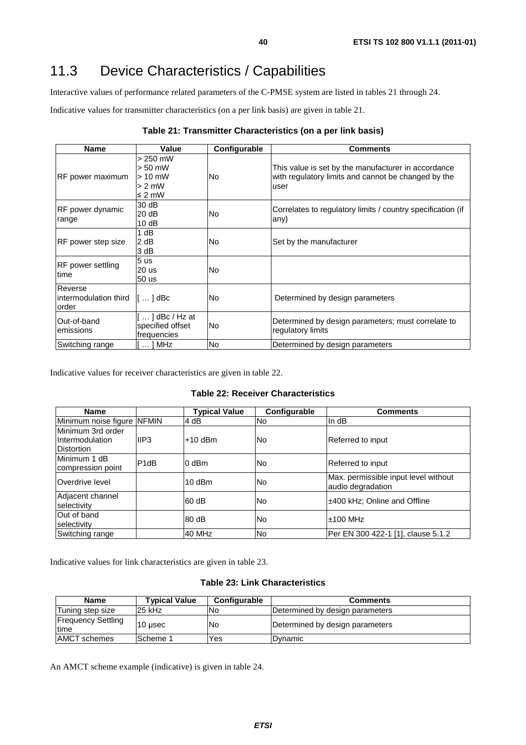## 11.3 Device Characteristics / Capabilities

Interactive values of performance related parameters of the C-PMSE system are listed in tables 21 through 24.

Indicative values for transmitter characteristics (on a per link basis) are given in table 21.

**Table 21: Transmitter Characteristics (on a per link basis)**

| Name | Value | Configurable | Comments |
|---|---|---|---|
| RF power maximum | > 250 mW<br>> 50 mW<br>> 10 mW<br>> 2 mW<br>≤ 2 mW | No | This value is set by the manufacturer in accordance with regulatory limits and cannot be changed by the user |
| RF power dynamic range | 30 dB<br>20 dB<br>10 dB | No | Correlates to regulatory limits / country specification (if any) |
| RF power step size | 1 dB<br>2 dB<br>3 dB | No | Set by the manufacturer |
| RF power settling time | 5 us<br>20 us<br>50 us | No | |
| Reverse intermodulation third order | [ … ] dBc | No | Determined by design parameters |
| Out-of-band emissions | [ … ] dBc / Hz at specified offset frequencies | No | Determined by design parameters; must correlate to regulatory limits |
| Switching range | [ … ] MHz | No | Determined by design parameters |

Indicative values for receiver characteristics are given in table 22.

**Table 22: Receiver Characteristics**

| Name | | Typical Value | Configurable | Comments |
|---|---|---|---|---|
| Minimum noise figure | NFMIN | 4 dB | No | In dB |
| Minimum 3rd order Intermodulation Distortion | IIP3 | +10 dBm | No | Referred to input |
| Minimum 1 dB compression point | P1dB | 0 dBm | No | Referred to input |
| Overdrive level | | 10 dBm | No | Max. permissible input level without audio degradation |
| Adjacent channel selectivity | | 60 dB | No | ±400 kHz; Online and Offline |
| Out of band selectivity | | 80 dB | No | ±100 MHz |
| Switching range | | 40 MHz | No | Per EN 300 422-1 [1], clause 5.1.2 |

Indicative values for link characteristics are given in table 23.

**Table 23: Link Characteristics**

| Name | Typical Value | Configurable | Comments |
|---|---|---|---|
| Tuning step size | 25 kHz | No | Determined by design parameters |
| Frequency Settling time | 10 µsec | No | Determined by design parameters |
| AMCT schemes | Scheme 1 | Yes | Dynamic |

An AMCT scheme example (indicative) is given in table 24.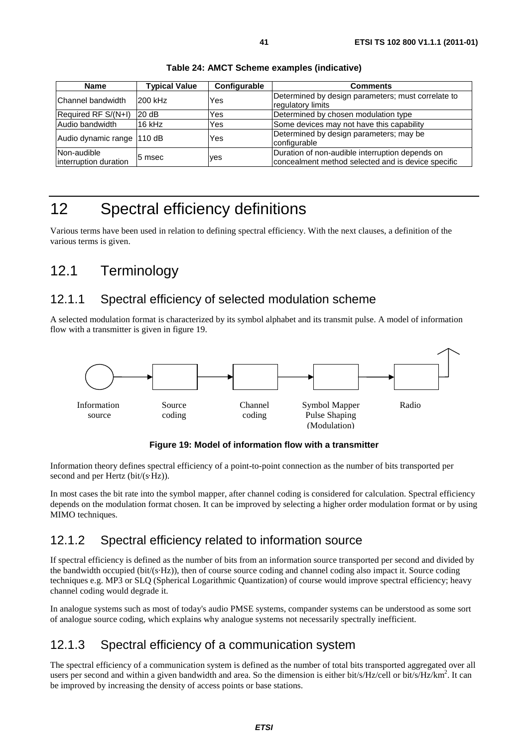**Table 24: AMCT Scheme examples (indicative)**

| Name | Typical Value | Configurable | Comments |
|---|---|---|---|
| Channel bandwidth | 200 kHz | Yes | Determined by design parameters; must correlate to regulatory limits |
| Required RF S/(N+I) | 20 dB | Yes | Determined by chosen modulation type |
| Audio bandwidth | 16 kHz | Yes | Some devices may not have this capability |
| Audio dynamic range | 110 dB | Yes | Determined by design parameters; may be configurable |
| Non-audible interruption duration | 5 msec | yes | Duration of non-audible interruption depends on concealment method selected and is device specific |

# 12 Spectral efficiency definitions

Various terms have been used in relation to defining spectral efficiency. With the next clauses, a definition of the various terms is given.

## 12.1 Terminology

### 12.1.1 Spectral efficiency of selected modulation scheme

A selected modulation format is characterized by its symbol alphabet and its transmit pulse. A model of information flow with a transmitter is given in figure 19.

Information source → Source coding → Channel coding → Symbol Mapper Pulse Shaping (Modulation) → Radio

**Figure 19: Model of information flow with a transmitter**

Information theory defines spectral efficiency of a point-to-point connection as the number of bits transported per second and per Hertz (bit/(s·Hz)).

In most cases the bit rate into the symbol mapper, after channel coding is considered for calculation. Spectral efficiency depends on the modulation format chosen. It can be improved by selecting a higher order modulation format or by using MIMO techniques.

### 12.1.2 Spectral efficiency related to information source

If spectral efficiency is defined as the number of bits from an information source transported per second and divided by the bandwidth occupied (bit/(s·Hz)), then of course source coding and channel coding also impact it. Source coding techniques e.g. MP3 or SLQ (Spherical Logarithmic Quantization) of course would improve spectral efficiency; heavy channel coding would degrade it.

In analogue systems such as most of today's audio PMSE systems, compander systems can be understood as some sort of analogue source coding, which explains why analogue systems not necessarily spectrally inefficient.

### 12.1.3 Spectral efficiency of a communication system

The spectral efficiency of a communication system is defined as the number of total bits transported aggregated over all users per second and within a given bandwidth and area. So the dimension is either bit/s/Hz/cell or bit/s/Hz/km$^2$. It can be improved by increasing the density of access points or base stations.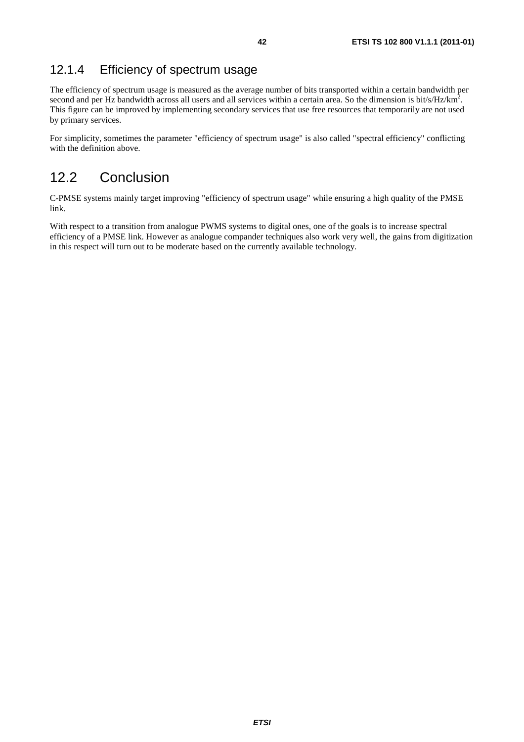### 12.1.4 Efficiency of spectrum usage

The efficiency of spectrum usage is measured as the average number of bits transported within a certain bandwidth per second and per Hz bandwidth across all users and all services within a certain area. So the dimension is $bit/s/Hz/km^2$. This figure can be improved by implementing secondary services that use free resources that temporarily are not used by primary services.

For simplicity, sometimes the parameter "efficiency of spectrum usage" is also called "spectral efficiency" conflicting with the definition above.

## 12.2 Conclusion

C-PMSE systems mainly target improving "efficiency of spectrum usage" while ensuring a high quality of the PMSE link.

With respect to a transition from analogue PWMS systems to digital ones, one of the goals is to increase spectral efficiency of a PMSE link. However as analogue compander techniques also work very well, the gains from digitization in this respect will turn out to be moderate based on the currently available technology.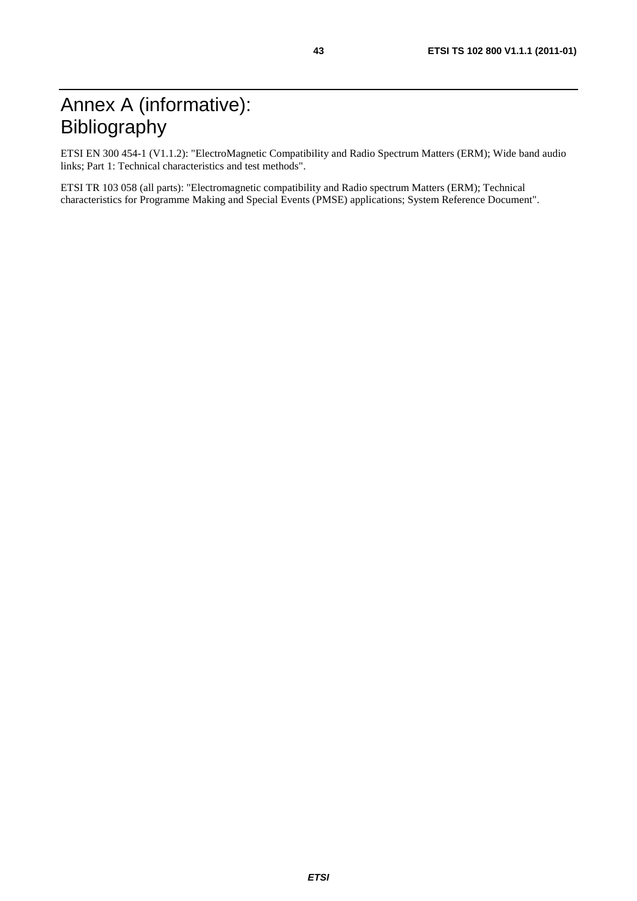# Annex A (informative): Bibliography

ETSI EN 300 454-1 (V1.1.2): "ElectroMagnetic Compatibility and Radio Spectrum Matters (ERM); Wide band audio links; Part 1: Technical characteristics and test methods".

ETSI TR 103 058 (all parts): "Electromagnetic compatibility and Radio spectrum Matters (ERM); Technical characteristics for Programme Making and Special Events (PMSE) applications; System Reference Document".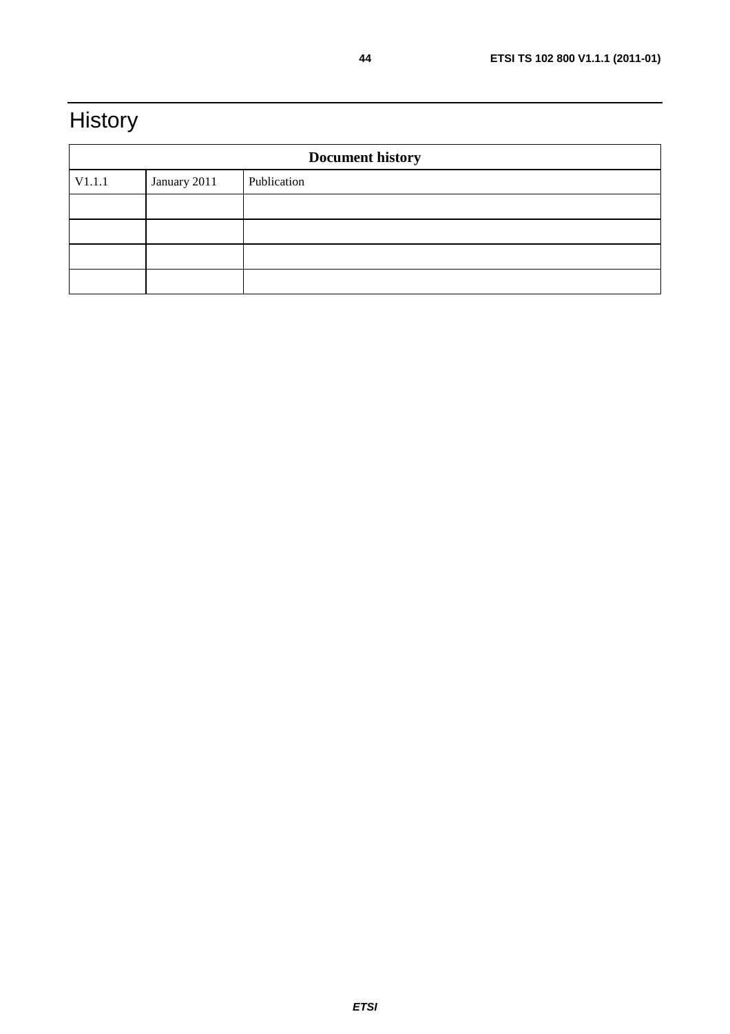# History

| Document history | | |
|---|---|---|
| V1.1.1 | January 2011 | Publication |
| | | |
| | | |
| | | |
| | | |